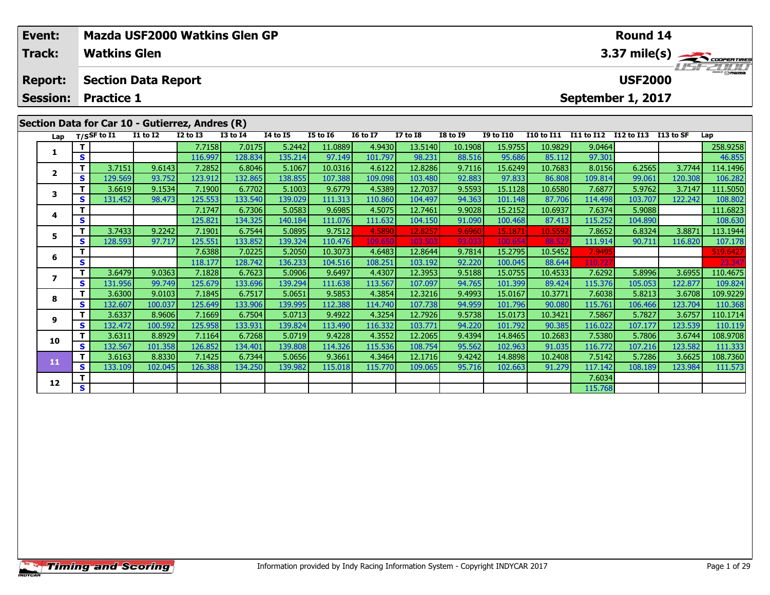| Event: | Mazda USF2000 Watkins Glen GP | Round 14 |
|---|---|---|
| Track: | Watkins Glen | 3.37 mile(s) |
| Report: | Section Data Report | USF2000 |
| Session: | Practice 1 | September 1, 2017 |

## Section Data for Car 10 - Gutierrez, Andres (R)

| Lap | T/S | SF to I1 | I1 to I2 | I2 to I3 | I3 to I4 | I4 to I5 | I5 to I6 | I6 to I7 | I7 to I8 | I8 to I9 | I9 to I10 | I10 to I11 | I11 to I12 | I12 to I13 | I13 to SF | Lap |
|---|---|---|---|---|---|---|---|---|---|---|---|---|---|---|---|---|
| 1 | T | | | 7.7158 | 7.0175 | 5.2442 | 11.0889 | 4.9430 | 13.5140 | 10.1908 | 15.9755 | 10.9829 | 9.0464 | | | 258.9258 |
| | S | | | 116.997 | 128.834 | 135.214 | 97.149 | 101.797 | 98.231 | 88.516 | 95.686 | 85.112 | 97.301 | | | 46.855 |
| 2 | T | 3.7151 | 9.6143 | 7.2852 | 6.8046 | 5.1067 | 10.0316 | 4.6122 | 12.8286 | 9.7116 | 15.6249 | 10.7683 | 8.0156 | 6.2565 | 3.7744 | 114.1496 |
| | S | 129.569 | 93.752 | 123.912 | 132.865 | 138.855 | 107.388 | 109.098 | 103.480 | 92.883 | 97.833 | 86.808 | 109.814 | 99.061 | 120.308 | 106.282 |
| 3 | T | 3.6619 | 9.1534 | 7.1900 | 6.7702 | 5.1003 | 9.6779 | 4.5389 | 12.7037 | 9.5593 | 15.1128 | 10.6580 | 7.6877 | 5.9762 | 3.7147 | 111.5050 |
| | S | 131.452 | 98.473 | 125.553 | 133.540 | 139.029 | 111.313 | 110.860 | 104.497 | 94.363 | 101.148 | 87.706 | 114.498 | 103.707 | 122.242 | 108.802 |
| 4 | T | | | 7.1747 | 6.7306 | 5.0583 | 9.6985 | 4.5075 | 12.7461 | 9.9028 | 15.2152 | 10.6937 | 7.6374 | 5.9088 | | 111.6823 |
| | S | | | 125.821 | 134.325 | 140.184 | 111.076 | 111.632 | 104.150 | 91.090 | 100.468 | 87.413 | 115.252 | 104.890 | | 108.630 |
| 5 | T | 3.7433 | 9.2242 | 7.1901 | 6.7544 | 5.0895 | 9.7512 | 4.5890 | 12.8257 | 9.6960 | 15.1871 | 10.5592 | 7.8652 | 6.8324 | 3.8871 | 113.1944 |
| | S | 128.593 | 97.717 | 125.551 | 133.852 | 139.324 | 110.476 | 109.650 | 103.503 | 93.033 | 100.654 | 88.527 | 111.914 | 90.711 | 116.820 | 107.178 |
| 6 | T | | | 7.6388 | 7.0225 | 5.2050 | 10.3073 | 4.6483 | 12.8644 | 9.7814 | 15.2795 | 10.5452 | 7.9495 | | | 519.6427 |
| | S | | | 118.177 | 128.742 | 136.233 | 104.516 | 108.251 | 103.192 | 92.220 | 100.045 | 88.644 | 110.727 | | | 23.347 |
| 7 | T | 3.6479 | 9.0363 | 7.1828 | 6.7623 | 5.0906 | 9.6497 | 4.4307 | 12.3953 | 9.5188 | 15.0755 | 10.4533 | 7.6292 | 5.8996 | 3.6955 | 110.4675 |
| | S | 131.956 | 99.749 | 125.679 | 133.696 | 139.294 | 111.638 | 113.567 | 107.097 | 94.765 | 101.399 | 89.424 | 115.376 | 105.053 | 122.877 | 109.824 |
| 8 | T | 3.6300 | 9.0103 | 7.1845 | 6.7517 | 5.0651 | 9.5853 | 4.3854 | 12.3216 | 9.4993 | 15.0167 | 10.3771 | 7.6038 | 5.8213 | 3.6708 | 109.9229 |
| | S | 132.607 | 100.037 | 125.649 | 133.906 | 139.995 | 112.388 | 114.740 | 107.738 | 94.959 | 101.796 | 90.080 | 115.761 | 106.466 | 123.704 | 110.368 |
| 9 | T | 3.6337 | 8.9606 | 7.1669 | 6.7504 | 5.0713 | 9.4922 | 4.3254 | 12.7926 | 9.5738 | 15.0173 | 10.3421 | 7.5867 | 5.7827 | 3.6757 | 110.1714 |
| | S | 132.472 | 100.592 | 125.958 | 133.931 | 139.824 | 113.490 | 116.332 | 103.771 | 94.220 | 101.792 | 90.385 | 116.022 | 107.177 | 123.539 | 110.119 |
| 10 | T | 3.6311 | 8.8929 | 7.1164 | 6.7268 | 5.0719 | 9.4228 | 4.3552 | 12.2065 | 9.4394 | 14.8465 | 10.2683 | 7.5380 | 5.7806 | 3.6744 | 108.9708 |
| | S | 132.567 | 101.358 | 126.852 | 134.401 | 139.808 | 114.326 | 115.536 | 108.754 | 95.562 | 102.963 | 91.035 | 116.772 | 107.216 | 123.582 | 111.333 |
| 11 | T | 3.6163 | 8.8330 | 7.1425 | 6.7344 | 5.0656 | 9.3661 | 4.3464 | 12.1716 | 9.4242 | 14.8898 | 10.2408 | 7.5142 | 5.7286 | 3.6625 | 108.7360 |
| | S | 133.109 | 102.045 | 126.388 | 134.250 | 139.982 | 115.018 | 115.770 | 109.065 | 95.716 | 102.663 | 91.279 | 117.142 | 108.189 | 123.984 | 111.573 |
| 12 | T | | | | | | | | | | | | 7.6034 | | | |
| | S | | | | | | | | | | | | 115.768 | | | |

Information provided by Indy Racing Information System - Copyright INDYCAR 2017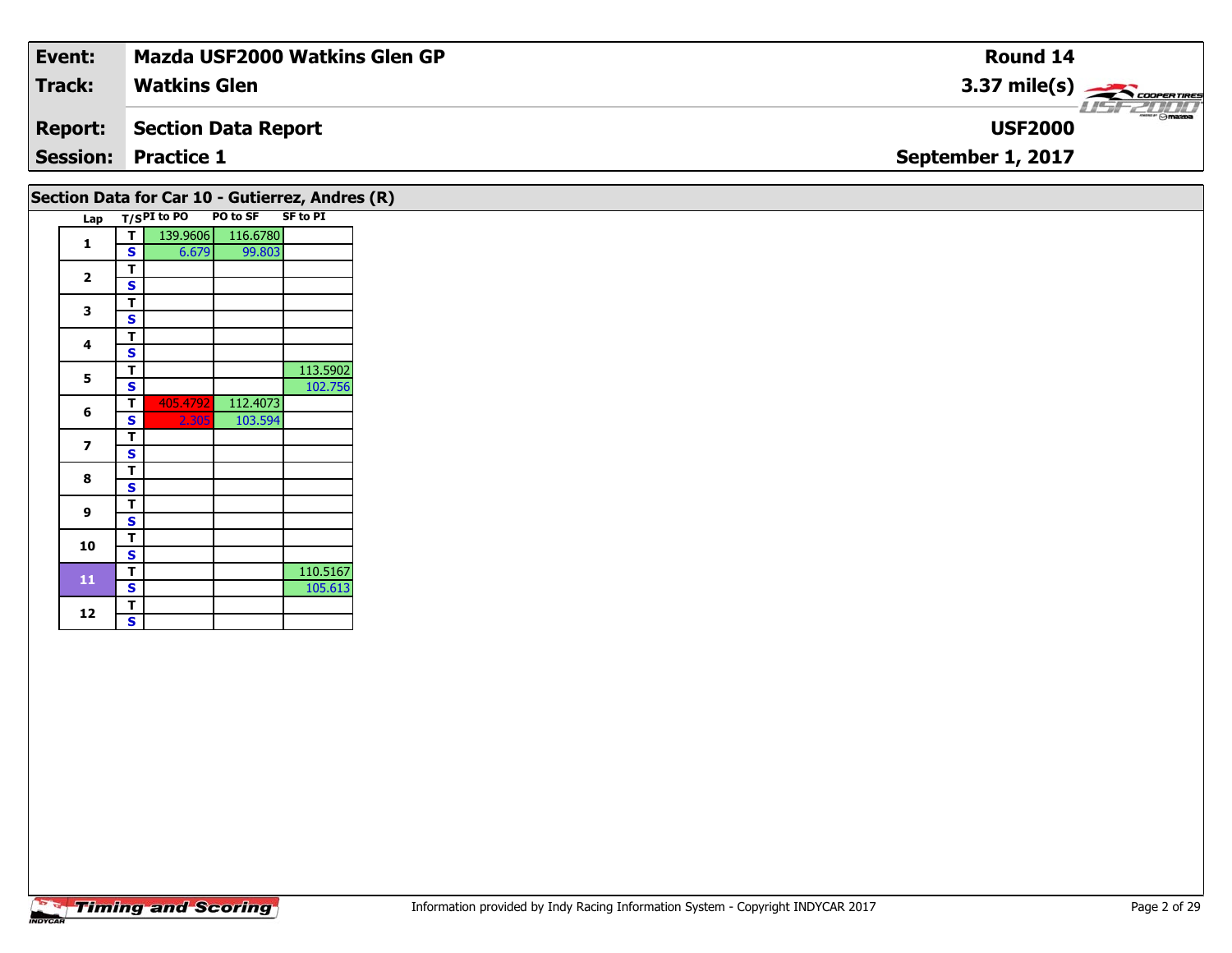| Event: | Mazda USF2000 Watkins Glen GP | Round 14 |
|---|---|---|
| Track: | Watkins Glen | 3.37 mile(s) |
| Report: | Section Data Report | USF2000 |
| Session: | Practice 1 | September 1, 2017 |

## Section Data for Car 10 - Gutierrez, Andres (R)

| Lap | T/S | PI to PO | PO to SF | SF to PI |
|---|---|---|---|---|
| 1 | T | 139.9606 | 116.6780 | |
| | S | 6.679 | 99.803 | |
| 2 | T | | | |
| | S | | | |
| 3 | T | | | |
| | S | | | |
| 4 | T | | | |
| | S | | | |
| 5 | T | | | 113.5902 |
| | S | | | 102.756 |
| 6 | T | 405.4792 | 112.4073 | |
| | S | 2.305 | 103.594 | |
| 7 | T | | | |
| | S | | | |
| 8 | T | | | |
| | S | | | |
| 9 | T | | | |
| | S | | | |
| 10 | T | | | |
| | S | | | |
| 11 | T | | | 110.5167 |
| | S | | | 105.613 |
| 12 | T | | | |
| | S | | | |

Information provided by Indy Racing Information System - Copyright INDYCAR 2017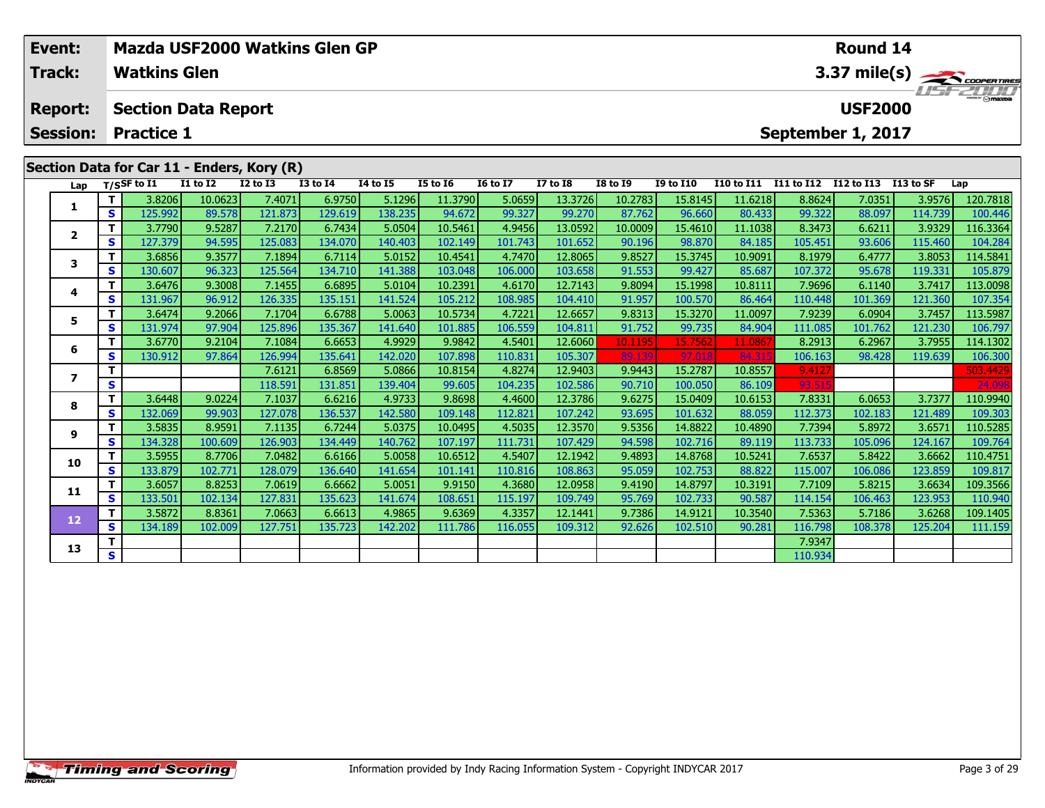| Event: | Mazda USF2000 Watkins Glen GP | Round 14 |
|---|---|---|
| Track: | Watkins Glen | 3.37 mile(s) |
| Report: | Section Data Report | USF2000 |
| Session: | Practice 1 | September 1, 2017 |

## Section Data for Car 11 - Enders, Kory (R)

| Lap | T/S | SF to I1 | I1 to I2 | I2 to I3 | I3 to I4 | I4 to I5 | I5 to I6 | I6 to I7 | I7 to I8 | I8 to I9 | I9 to I10 | I10 to I11 | I11 to I12 | I12 to I13 | I13 to SF | Lap |
|---|---|---|---|---|---|---|---|---|---|---|---|---|---|---|---|---|
| 1 | T | 3.8206 | 10.0623 | 7.4071 | 6.9750 | 5.1296 | 11.3790 | 5.0659 | 13.3726 | 10.2783 | 15.8145 | 11.6218 | 8.8624 | 7.0351 | 3.9576 | 120.7818 |
| | S | 125.992 | 89.578 | 121.873 | 129.619 | 138.235 | 94.672 | 99.327 | 99.270 | 87.762 | 96.660 | 80.433 | 99.322 | 88.097 | 114.739 | 100.446 |
| 2 | T | 3.7790 | 9.5287 | 7.2170 | 6.7434 | 5.0504 | 10.5461 | 4.9456 | 13.0592 | 10.0009 | 15.4610 | 11.1038 | 8.3473 | 6.6211 | 3.9329 | 116.3364 |
| | S | 127.379 | 94.595 | 125.083 | 134.070 | 140.403 | 102.149 | 101.743 | 101.652 | 90.196 | 98.870 | 84.185 | 105.451 | 93.606 | 115.460 | 104.284 |
| 3 | T | 3.6856 | 9.3577 | 7.1894 | 6.7114 | 5.0152 | 10.4541 | 4.7470 | 12.8065 | 9.8527 | 15.3745 | 10.9091 | 8.1979 | 6.4777 | 3.8053 | 114.5841 |
| | S | 130.607 | 96.323 | 125.564 | 134.710 | 141.388 | 103.048 | 106.000 | 103.658 | 91.553 | 99.427 | 85.687 | 107.372 | 95.678 | 119.331 | 105.879 |
| 4 | T | 3.6476 | 9.3008 | 7.1455 | 6.6895 | 5.0104 | 10.2391 | 4.6170 | 12.7143 | 9.8094 | 15.1998 | 10.8111 | 7.9696 | 6.1140 | 3.7417 | 113.0098 |
| | S | 131.967 | 96.912 | 126.335 | 135.151 | 141.524 | 105.212 | 108.985 | 104.410 | 91.957 | 100.570 | 86.464 | 110.448 | 101.369 | 121.360 | 107.354 |
| 5 | T | 3.6474 | 9.2066 | 7.1704 | 6.6788 | 5.0063 | 10.5734 | 4.7221 | 12.6657 | 9.8313 | 15.3270 | 11.0097 | 7.9239 | 6.0904 | 3.7457 | 113.5987 |
| | S | 131.974 | 97.904 | 125.896 | 135.367 | 141.640 | 101.885 | 106.559 | 104.811 | 91.752 | 99.735 | 84.904 | 111.085 | 101.762 | 121.230 | 106.797 |
| 6 | T | 3.6770 | 9.2104 | 7.1084 | 6.6653 | 4.9929 | 9.9842 | 4.5401 | 12.6060 | 10.1195 | 15.7562 | 11.0867 | 8.2913 | 6.2967 | 3.7955 | 114.1302 |
| | S | 130.912 | 97.864 | 126.994 | 135.641 | 142.020 | 107.898 | 110.831 | 105.307 | 89.139 | 97.018 | 84.315 | 106.163 | 98.428 | 119.639 | 106.300 |
| 7 | T | | | 7.6121 | 6.8569 | 5.0866 | 10.8154 | 4.8274 | 12.9403 | 9.9443 | 15.2787 | 10.8557 | 9.4127 | | | 503.4429 |
| | S | | | 118.591 | 131.851 | 139.404 | 99.605 | 104.235 | 102.586 | 90.710 | 100.050 | 86.109 | 93.515 | | | 24.098 |
| 8 | T | 3.6448 | 9.0224 | 7.1037 | 6.6216 | 4.9733 | 9.8698 | 4.4600 | 12.3786 | 9.6275 | 15.0409 | 10.6153 | 7.8331 | 6.0653 | 3.7377 | 110.9940 |
| | S | 132.069 | 99.903 | 127.078 | 136.537 | 142.580 | 109.148 | 112.821 | 107.242 | 93.695 | 101.632 | 88.059 | 112.373 | 102.183 | 121.489 | 109.303 |
| 9 | T | 3.5835 | 8.9591 | 7.1135 | 6.7244 | 5.0375 | 10.0495 | 4.5035 | 12.3570 | 9.5356 | 14.8822 | 10.4890 | 7.7394 | 5.8972 | 3.6571 | 110.5285 |
| | S | 134.328 | 100.609 | 126.903 | 134.449 | 140.762 | 107.197 | 111.731 | 107.429 | 94.598 | 102.716 | 89.119 | 113.733 | 105.096 | 124.167 | 109.764 |
| 10 | T | 3.5955 | 8.7706 | 7.0482 | 6.6166 | 5.0058 | 10.6512 | 4.5407 | 12.1942 | 9.4893 | 14.8768 | 10.5241 | 7.6537 | 5.8422 | 3.6662 | 110.4751 |
| | S | 133.879 | 102.771 | 128.079 | 136.640 | 141.654 | 101.141 | 110.816 | 108.863 | 95.059 | 102.753 | 88.822 | 115.007 | 106.086 | 123.859 | 109.817 |
| 11 | T | 3.6057 | 8.8253 | 7.0619 | 6.6662 | 5.0051 | 9.9150 | 4.3680 | 12.0958 | 9.4190 | 14.8797 | 10.3191 | 7.7109 | 5.8215 | 3.6634 | 109.3566 |
| | S | 133.501 | 102.134 | 127.831 | 135.623 | 141.674 | 108.651 | 115.197 | 109.749 | 95.769 | 102.733 | 90.587 | 114.154 | 106.463 | 123.953 | 110.940 |
| 12 | T | 3.5872 | 8.8361 | 7.0663 | 6.6613 | 4.9865 | 9.6369 | 4.3357 | 12.1441 | 9.7386 | 14.9121 | 10.3540 | 7.5363 | 5.7186 | 3.6268 | 109.1405 |
| | S | 134.189 | 102.009 | 127.751 | 135.723 | 142.202 | 111.786 | 116.055 | 109.312 | 92.626 | 102.510 | 90.281 | 116.798 | 108.378 | 125.204 | 111.159 |
| 13 | T | | | | | | | | | | | | 7.9347 | | | |
| | S | | | | | | | | | | | | 110.934 | | | |

Information provided by Indy Racing Information System - Copyright INDYCAR 2017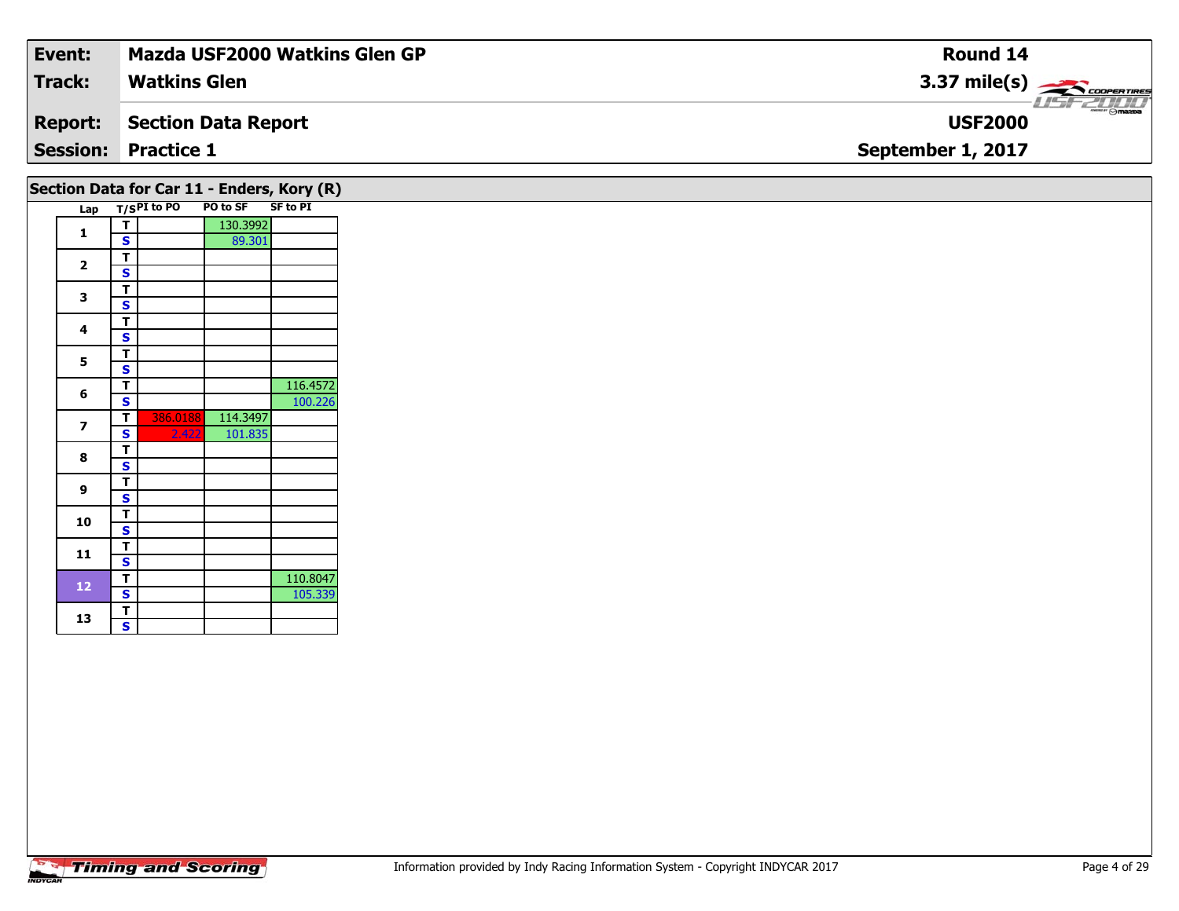| Event: | Mazda USF2000 Watkins Glen GP | Round 14 |
|---|---|---|
| Track: | Watkins Glen | 3.37 mile(s) |
| Report: | Section Data Report | USF2000 |
| Session: | Practice 1 | September 1, 2017 |

## Section Data for Car 11 - Enders, Kory (R)

| Lap | T/S | PI to PO | PO to SF | SF to PI |
|---|---|---|---|---|
| 1 | T | | 130.3992 | |
| | S | | 89.301 | |
| 2 | T | | | |
| | S | | | |
| 3 | T | | | |
| | S | | | |
| 4 | T | | | |
| | S | | | |
| 5 | T | | | |
| | S | | | |
| 6 | T | | | 116.4572 |
| | S | | | 100.226 |
| 7 | T | 386.0188 | 114.3497 | |
| | S | 2.422 | 101.835 | |
| 8 | T | | | |
| | S | | | |
| 9 | T | | | |
| | S | | | |
| 10 | T | | | |
| | S | | | |
| 11 | T | | | |
| | S | | | |
| 12 | T | | | 110.8047 |
| | S | | | 105.339 |
| 13 | T | | | |
| | S | | | |

Information provided by Indy Racing Information System - Copyright INDYCAR 2017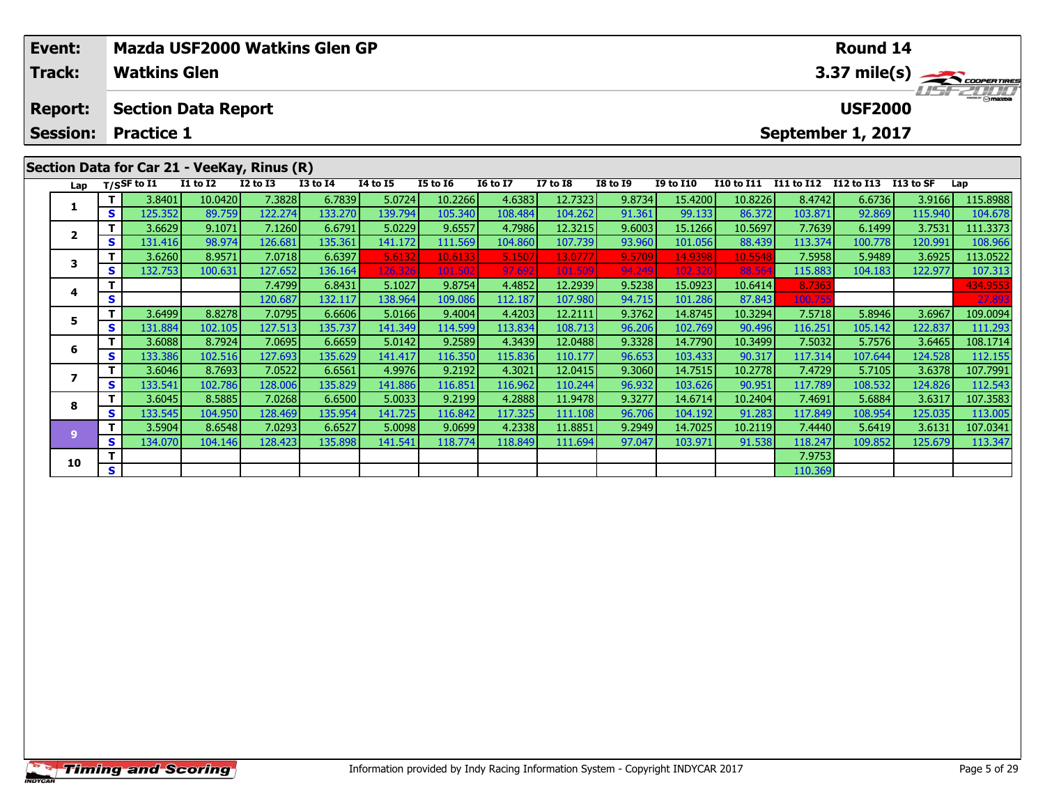| Event: | Mazda USF2000 Watkins Glen GP | Round 14 |
|---|---|---|
| Track: | Watkins Glen | 3.37 mile(s) |
| Report: | Section Data Report | USF2000 |
| Session: | Practice 1 | September 1, 2017 |

## Section Data for Car 21 - VeeKay, Rinus (R)

| Lap | T/S | SF to I1 | I1 to I2 | I2 to I3 | I3 to I4 | I4 to I5 | I5 to I6 | I6 to I7 | I7 to I8 | I8 to I9 | I9 to I10 | I10 to I11 | I11 to I12 | I12 to I13 | I13 to SF | Lap |
|---|---|---|---|---|---|---|---|---|---|---|---|---|---|---|---|---|
| 1 | T | 3.8401 | 10.0420 | 7.3828 | 6.7839 | 5.0724 | 10.2266 | 4.6383 | 12.7323 | 9.8734 | 15.4200 | 10.8226 | 8.4742 | 6.6736 | 3.9166 | 115.8988 |
| | S | 125.352 | 89.759 | 122.274 | 133.270 | 139.794 | 105.340 | 108.484 | 104.262 | 91.361 | 99.133 | 86.372 | 103.871 | 92.869 | 115.940 | 104.678 |
| 2 | T | 3.6629 | 9.1071 | 7.1260 | 6.6791 | 5.0229 | 9.6557 | 4.7986 | 12.3215 | 9.6003 | 15.1266 | 10.5697 | 7.7639 | 6.1499 | 3.7531 | 111.3373 |
| | S | 131.416 | 98.974 | 126.681 | 135.361 | 141.172 | 111.569 | 104.860 | 107.739 | 93.960 | 101.056 | 88.439 | 113.374 | 100.778 | 120.991 | 108.966 |
| 3 | T | 3.6260 | 8.9571 | 7.0718 | 6.6397 | 5.6132 | 10.6133 | 5.1507 | 13.0777 | 9.5709 | 14.9398 | 10.5548 | 7.5958 | 5.9489 | 3.6925 | 113.0522 |
| | S | 132.753 | 100.631 | 127.652 | 136.164 | 126.326 | 101.502 | 97.692 | 101.509 | 94.249 | 102.320 | 88.564 | 115.883 | 104.183 | 122.977 | 107.313 |
| 4 | T | | | 7.4799 | 6.8431 | 5.1027 | 9.8754 | 4.4852 | 12.2939 | 9.5238 | 15.0923 | 10.6414 | 8.7363 | | | 434.9553 |
| | S | | | 120.687 | 132.117 | 138.964 | 109.086 | 112.187 | 107.980 | 94.715 | 101.286 | 87.843 | 100.755 | | | 27.893 |
| 5 | T | 3.6499 | 8.8278 | 7.0795 | 6.6606 | 5.0166 | 9.4004 | 4.4203 | 12.2111 | 9.3762 | 14.8745 | 10.3294 | 7.5718 | 5.8946 | 3.6967 | 109.0094 |
| | S | 131.884 | 102.105 | 127.513 | 135.737 | 141.349 | 114.599 | 113.834 | 108.713 | 96.206 | 102.769 | 90.496 | 116.251 | 105.142 | 122.837 | 111.293 |
| 6 | T | 3.6088 | 8.7924 | 7.0695 | 6.6659 | 5.0142 | 9.2589 | 4.3439 | 12.0488 | 9.3328 | 14.7790 | 10.3499 | 7.5032 | 5.7576 | 3.6465 | 108.1714 |
| | S | 133.386 | 102.516 | 127.693 | 135.629 | 141.417 | 116.350 | 115.836 | 110.177 | 96.653 | 103.433 | 90.317 | 117.314 | 107.644 | 124.528 | 112.155 |
| 7 | T | 3.6046 | 8.7693 | 7.0522 | 6.6561 | 4.9976 | 9.2192 | 4.3021 | 12.0415 | 9.3060 | 14.7515 | 10.2778 | 7.4729 | 5.7105 | 3.6378 | 107.7991 |
| | S | 133.541 | 102.786 | 128.006 | 135.829 | 141.886 | 116.851 | 116.962 | 110.244 | 96.932 | 103.626 | 90.951 | 117.789 | 108.532 | 124.826 | 112.543 |
| 8 | T | 3.6045 | 8.5885 | 7.0268 | 6.6500 | 5.0033 | 9.2199 | 4.2888 | 11.9478 | 9.3277 | 14.6714 | 10.2404 | 7.4691 | 5.6884 | 3.6317 | 107.3583 |
| | S | 133.545 | 104.950 | 128.469 | 135.954 | 141.725 | 116.842 | 117.325 | 111.108 | 96.706 | 104.192 | 91.283 | 117.849 | 108.954 | 125.035 | 113.005 |
| 9 | T | 3.5904 | 8.6548 | 7.0293 | 6.6527 | 5.0098 | 9.0699 | 4.2338 | 11.8851 | 9.2949 | 14.7025 | 10.2119 | 7.4440 | 5.6419 | 3.6131 | 107.0341 |
| | S | 134.070 | 104.146 | 128.423 | 135.898 | 141.541 | 118.774 | 118.849 | 111.694 | 97.047 | 103.971 | 91.538 | 118.247 | 109.852 | 125.679 | 113.347 |
| 10 | T | | | | | | | | | | | | 7.9753 | | | |
| | S | | | | | | | | | | | | 110.369 | | | |

Information provided by Indy Racing Information System - Copyright INDYCAR 2017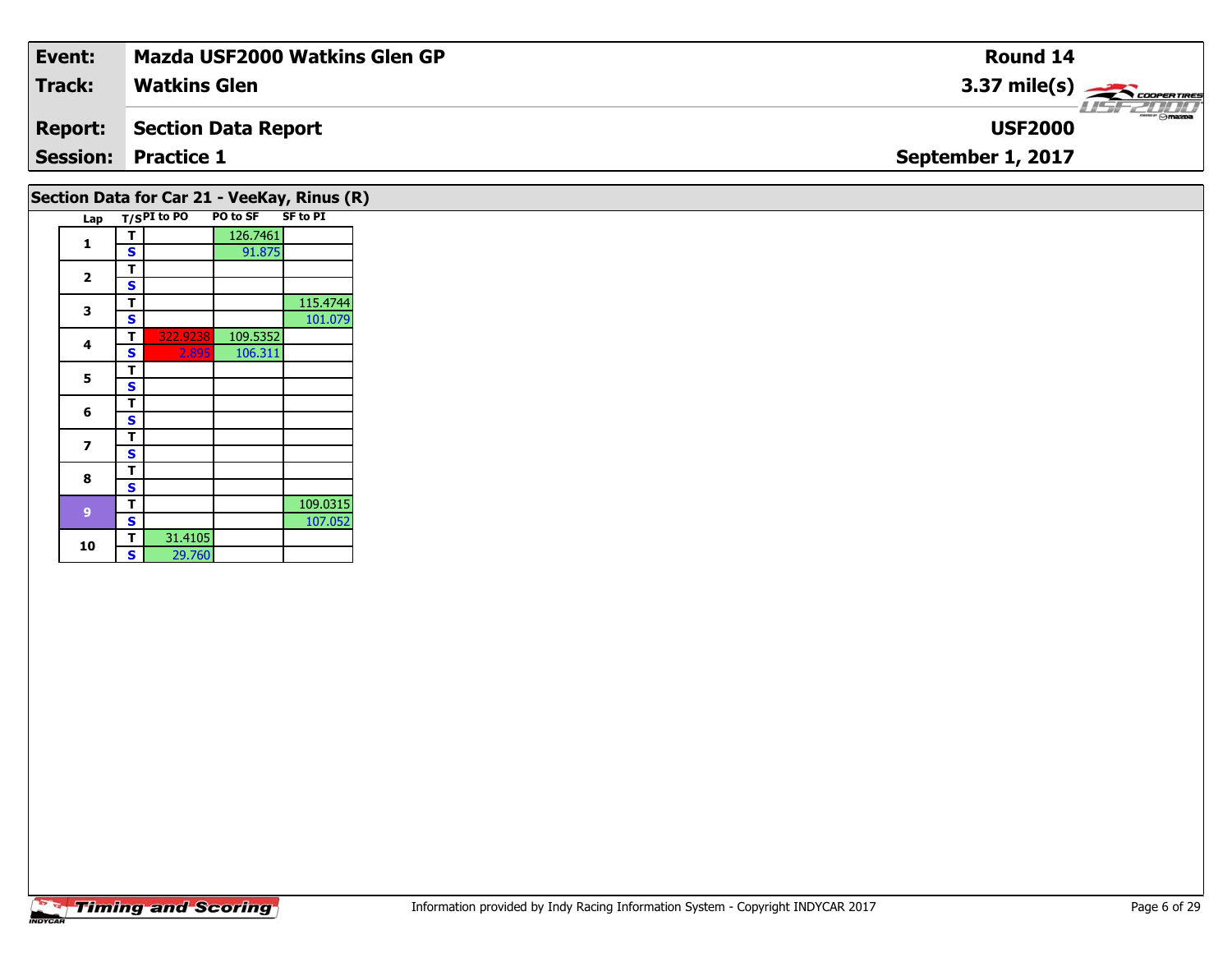| Event: | Mazda USF2000 Watkins Glen GP | Round 14 |
|---|---|---|
| Track: | Watkins Glen | 3.37 mile(s) |
| Report: | Section Data Report | USF2000 |
| Session: | Practice 1 | September 1, 2017 |

## Section Data for Car 21 - VeeKay, Rinus (R)

| Lap | T/S | PI to PO | PO to SF | SF to PI |
|---|---|---|---|---|
| 1 | T | | 126.7461 | |
| | S | | 91.875 | |
| 2 | T | | | |
| | S | | | |
| 3 | T | | | 115.4744 |
| | S | | | 101.079 |
| 4 | T | 322.9238 | 109.5352 | |
| | S | 2.895 | 106.311 | |
| 5 | T | | | |
| | S | | | |
| 6 | T | | | |
| | S | | | |
| 7 | T | | | |
| | S | | | |
| 8 | T | | | |
| | S | | | |
| 9 | T | | | 109.0315 |
| | S | | | 107.052 |
| 10 | T | 31.4105 | | |
| | S | 29.760 | | |

Information provided by Indy Racing Information System - Copyright INDYCAR 2017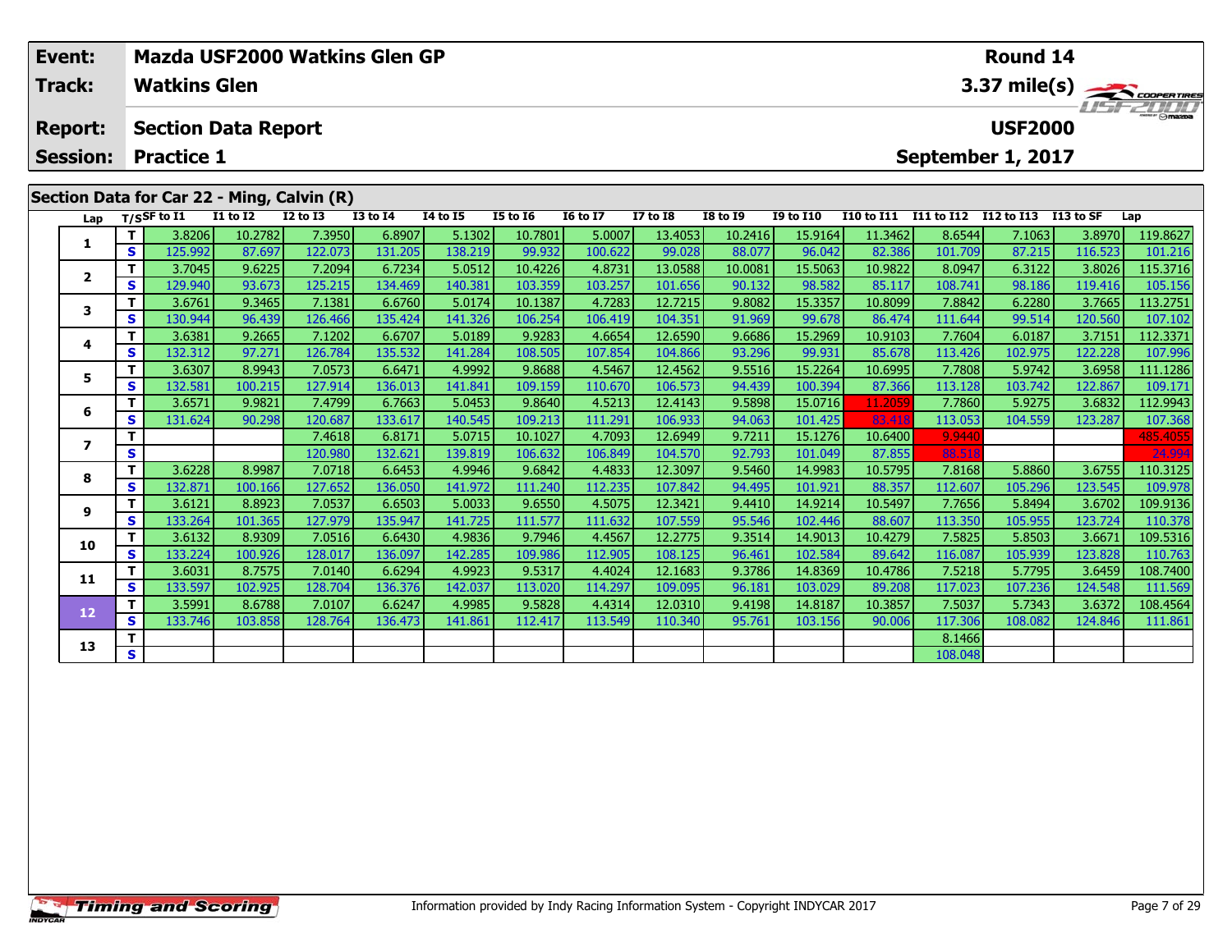| Event: | Mazda USF2000 Watkins Glen GP | Round 14 |
|---|---|---|
| Track: | Watkins Glen | 3.37 mile(s) |
| Report: | Section Data Report | USF2000 |
| Session: | Practice 1 | September 1, 2017 |

## Section Data for Car 22 - Ming, Calvin (R)

| Lap | T/S | SF to I1 | I1 to I2 | I2 to I3 | I3 to I4 | I4 to I5 | I5 to I6 | I6 to I7 | I7 to I8 | I8 to I9 | I9 to I10 | I10 to I11 | I11 to I12 | I12 to I13 | I13 to SF | Lap |
|---|---|---|---|---|---|---|---|---|---|---|---|---|---|---|---|---|
| 1 | T | 3.8206 | 10.2782 | 7.3950 | 6.8907 | 5.1302 | 10.7801 | 5.0007 | 13.4053 | 10.2416 | 15.9164 | 11.3462 | 8.6544 | 7.1063 | 3.8970 | 119.8627 |
| | S | 125.992 | 87.697 | 122.073 | 131.205 | 138.219 | 99.932 | 100.622 | 99.028 | 88.077 | 96.042 | 82.386 | 101.709 | 87.215 | 116.523 | 101.216 |
| 2 | T | 3.7045 | 9.6225 | 7.2094 | 6.7234 | 5.0512 | 10.4226 | 4.8731 | 13.0588 | 10.0081 | 15.5063 | 10.9822 | 8.0947 | 6.3122 | 3.8026 | 115.3716 |
| | S | 129.940 | 93.673 | 125.215 | 134.469 | 140.381 | 103.359 | 103.257 | 101.656 | 90.132 | 98.582 | 85.117 | 108.741 | 98.186 | 119.416 | 105.156 |
| 3 | T | 3.6761 | 9.3465 | 7.1381 | 6.6760 | 5.0174 | 10.1387 | 4.7283 | 12.7215 | 9.8082 | 15.3357 | 10.8099 | 7.8842 | 6.2280 | 3.7665 | 113.2751 |
| | S | 130.944 | 96.439 | 126.466 | 135.424 | 141.326 | 106.254 | 106.419 | 104.351 | 91.969 | 99.678 | 86.474 | 111.644 | 99.514 | 120.560 | 107.102 |
| 4 | T | 3.6381 | 9.2665 | 7.1202 | 6.6707 | 5.0189 | 9.9283 | 4.6654 | 12.6590 | 9.6686 | 15.2969 | 10.9103 | 7.7604 | 6.0187 | 3.7151 | 112.3371 |
| | S | 132.312 | 97.271 | 126.784 | 135.532 | 141.284 | 108.505 | 107.854 | 104.866 | 93.296 | 99.931 | 85.678 | 113.426 | 102.975 | 122.228 | 107.996 |
| 5 | T | 3.6307 | 8.9943 | 7.0573 | 6.6471 | 4.9992 | 9.8688 | 4.5467 | 12.4562 | 9.5516 | 15.2264 | 10.6995 | 7.7808 | 5.9742 | 3.6958 | 111.1286 |
| | S | 132.581 | 100.215 | 127.914 | 136.013 | 141.841 | 109.159 | 110.670 | 106.573 | 94.439 | 100.394 | 87.366 | 113.128 | 103.742 | 122.867 | 109.171 |
| 6 | T | 3.6571 | 9.9821 | 7.4799 | 6.7663 | 5.0453 | 9.8640 | 4.5213 | 12.4143 | 9.5898 | 15.0716 | 11.2059 | 7.7860 | 5.9275 | 3.6832 | 112.9943 |
| | S | 131.624 | 90.298 | 120.687 | 133.617 | 140.545 | 109.213 | 111.291 | 106.933 | 94.063 | 101.425 | 83.418 | 113.053 | 104.559 | 123.287 | 107.368 |
| 7 | T | | | 7.4618 | 6.8171 | 5.0715 | 10.1027 | 4.7093 | 12.6949 | 9.7211 | 15.1276 | 10.6400 | 9.9440 | | | 485.4055 |
| | S | | | 120.980 | 132.621 | 139.819 | 106.632 | 106.849 | 104.570 | 92.793 | 101.049 | 87.855 | 88.518 | | | 24.994 |
| 8 | T | 3.6228 | 8.9987 | 7.0718 | 6.6453 | 4.9946 | 9.6842 | 4.4833 | 12.3097 | 9.5460 | 14.9983 | 10.5795 | 7.8168 | 5.8860 | 3.6755 | 110.3125 |
| | S | 132.871 | 100.166 | 127.652 | 136.050 | 141.972 | 111.240 | 112.235 | 107.842 | 94.495 | 101.921 | 88.357 | 112.607 | 105.296 | 123.545 | 109.978 |
| 9 | T | 3.6121 | 8.8923 | 7.0537 | 6.6503 | 5.0033 | 9.6550 | 4.5075 | 12.3421 | 9.4410 | 14.9214 | 10.5497 | 7.7656 | 5.8494 | 3.6702 | 109.9136 |
| | S | 133.264 | 101.365 | 127.979 | 135.947 | 141.725 | 111.577 | 111.632 | 107.559 | 95.546 | 102.446 | 88.607 | 113.350 | 105.955 | 123.724 | 110.378 |
| 10 | T | 3.6132 | 8.9309 | 7.0516 | 6.6430 | 4.9836 | 9.7946 | 4.4567 | 12.2775 | 9.3514 | 14.9013 | 10.4279 | 7.5825 | 5.8503 | 3.6671 | 109.5316 |
| | S | 133.224 | 100.926 | 128.017 | 136.097 | 142.285 | 109.986 | 112.905 | 108.125 | 96.461 | 102.584 | 89.642 | 116.087 | 105.939 | 123.828 | 110.763 |
| 11 | T | 3.6031 | 8.7575 | 7.0140 | 6.6294 | 4.9923 | 9.5317 | 4.4024 | 12.1683 | 9.3786 | 14.8369 | 10.4786 | 7.5218 | 5.7795 | 3.6459 | 108.7400 |
| | S | 133.597 | 102.925 | 128.704 | 136.376 | 142.037 | 113.020 | 114.297 | 109.095 | 96.181 | 103.029 | 89.208 | 117.023 | 107.236 | 124.548 | 111.569 |
| 12 | T | 3.5991 | 8.6788 | 7.0107 | 6.6247 | 4.9985 | 9.5828 | 4.4314 | 12.0310 | 9.4198 | 14.8187 | 10.3857 | 7.5037 | 5.7343 | 3.6372 | 108.4564 |
| | S | 133.746 | 103.858 | 128.764 | 136.473 | 141.861 | 112.417 | 113.549 | 110.340 | 95.761 | 103.156 | 90.006 | 117.306 | 108.082 | 124.846 | 111.861 |
| 13 | T | | | | | | | | | | | | 8.1466 | | | |
| | S | | | | | | | | | | | | 108.048 | | | |

Information provided by Indy Racing Information System - Copyright INDYCAR 2017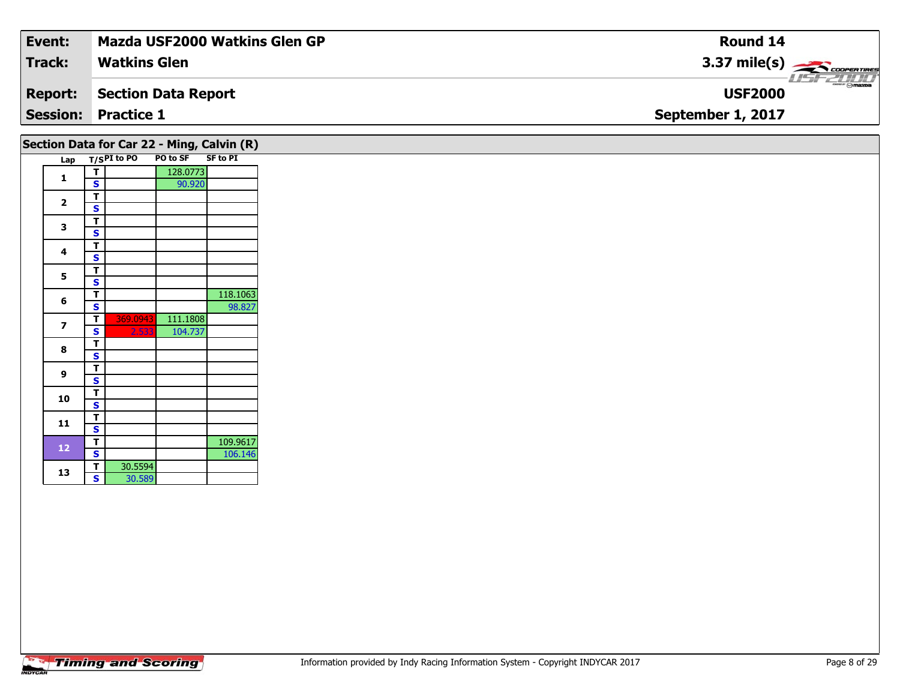| Event: | Mazda USF2000 Watkins Glen GP | Round 14 |
|---|---|---|
| Track: | Watkins Glen | 3.37 mile(s) |
| Report: | Section Data Report | USF2000 |
| Session: | Practice 1 | September 1, 2017 |

## Section Data for Car 22 - Ming, Calvin (R)

| Lap | T/S | PI to PO | PO to SF | SF to PI |
|---|---|---|---|---|
| 1 | T | | 128.0773 | |
| | S | | 90.920 | |
| 2 | T | | | |
| | S | | | |
| 3 | T | | | |
| | S | | | |
| 4 | T | | | |
| | S | | | |
| 5 | T | | | |
| | S | | | |
| 6 | T | | | 118.1063 |
| | S | | | 98.827 |
| 7 | T | 369.0943 | 111.1808 | |
| | S | 2.533 | 104.737 | |
| 8 | T | | | |
| | S | | | |
| 9 | T | | | |
| | S | | | |
| 10 | T | | | |
| | S | | | |
| 11 | T | | | |
| | S | | | |
| 12 | T | | | 109.9617 |
| | S | | | 106.146 |
| 13 | T | 30.5594 | | |
| | S | 30.589 | | |

Timing and Scoring

Information provided by Indy Racing Information System - Copyright INDYCAR 2017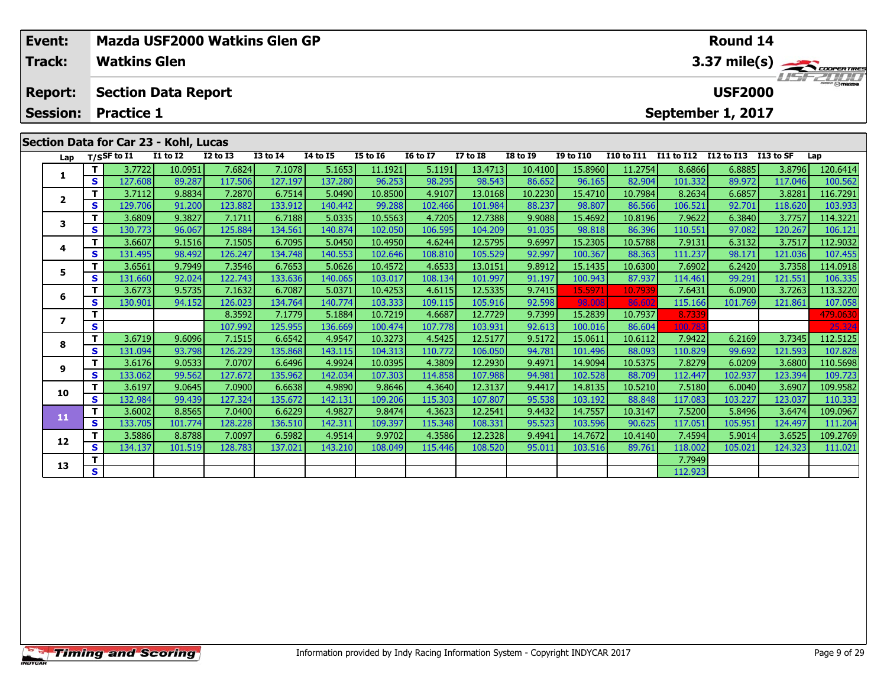| Event: | Mazda USF2000 Watkins Glen GP | Round 14 |
|---|---|---|
| Track: | Watkins Glen | 3.37 mile(s) |
| Report: | Section Data Report | USF2000 |
| Session: | Practice 1 | September 1, 2017 |

## Section Data for Car 23 - Kohl, Lucas

| Lap | T/S | SF to I1 | I1 to I2 | I2 to I3 | I3 to I4 | I4 to I5 | I5 to I6 | I6 to I7 | I7 to I8 | I8 to I9 | I9 to I10 | I10 to I11 | I11 to I12 | I12 to I13 | I13 to SF | Lap |
|---|---|---|---|---|---|---|---|---|---|---|---|---|---|---|---|---|
| 1 | T | 3.7722 | 10.0951 | 7.6824 | 7.1078 | 5.1653 | 11.1921 | 5.1191 | 13.4713 | 10.4100 | 15.8960 | 11.2754 | 8.6866 | 6.8885 | 3.8796 | 120.6414 |
| | S | 127.608 | 89.287 | 117.506 | 127.197 | 137.280 | 96.253 | 98.295 | 98.543 | 86.652 | 96.165 | 82.904 | 101.332 | 89.972 | 117.046 | 100.562 |
| 2 | T | 3.7112 | 9.8834 | 7.2870 | 6.7514 | 5.0490 | 10.8500 | 4.9107 | 13.0168 | 10.2230 | 15.4710 | 10.7984 | 8.2634 | 6.6857 | 3.8281 | 116.7291 |
| | S | 129.706 | 91.200 | 123.882 | 133.912 | 140.442 | 99.288 | 102.466 | 101.984 | 88.237 | 98.807 | 86.566 | 106.521 | 92.701 | 118.620 | 103.933 |
| 3 | T | 3.6809 | 9.3827 | 7.1711 | 6.7188 | 5.0335 | 10.5563 | 4.7205 | 12.7388 | 9.9088 | 15.4692 | 10.8196 | 7.9622 | 6.3840 | 3.7757 | 114.3221 |
| | S | 130.773 | 96.067 | 125.884 | 134.561 | 140.874 | 102.050 | 106.595 | 104.209 | 91.035 | 98.818 | 86.396 | 110.551 | 97.082 | 120.267 | 106.121 |
| 4 | T | 3.6607 | 9.1516 | 7.1505 | 6.7095 | 5.0450 | 10.4950 | 4.6244 | 12.5795 | 9.6997 | 15.2305 | 10.5788 | 7.9131 | 6.3132 | 3.7517 | 112.9032 |
| | S | 131.495 | 98.492 | 126.247 | 134.748 | 140.553 | 102.646 | 108.810 | 105.529 | 92.997 | 100.367 | 88.363 | 111.237 | 98.171 | 121.036 | 107.455 |
| 5 | T | 3.6561 | 9.7949 | 7.3546 | 6.7653 | 5.0626 | 10.4572 | 4.6533 | 13.0151 | 9.8912 | 15.1435 | 10.6300 | 7.6902 | 6.2420 | 3.7358 | 114.0918 |
| | S | 131.660 | 92.024 | 122.743 | 133.636 | 140.065 | 103.017 | 108.134 | 101.997 | 91.197 | 100.943 | 87.937 | 114.461 | 99.291 | 121.551 | 106.335 |
| 6 | T | 3.6773 | 9.5735 | 7.1632 | 6.7087 | 5.0371 | 10.4253 | 4.6115 | 12.5335 | 9.7415 | 15.5971 | 10.7939 | 7.6431 | 6.0900 | 3.7263 | 113.3220 |
| | S | 130.901 | 94.152 | 126.023 | 134.764 | 140.774 | 103.333 | 109.115 | 105.916 | 92.598 | 98.008 | 86.602 | 115.166 | 101.769 | 121.861 | 107.058 |
| 7 | T | | | 8.3592 | 7.1779 | 5.1884 | 10.7219 | 4.6687 | 12.7729 | 9.7399 | 15.2839 | 10.7937 | 8.7339 | | | 479.0630 |
| | S | | | 107.992 | 125.955 | 136.669 | 100.474 | 107.778 | 103.931 | 92.613 | 100.016 | 86.604 | 100.783 | | | 25.324 |
| 8 | T | 3.6719 | 9.6096 | 7.1515 | 6.6542 | 4.9547 | 10.3273 | 4.5425 | 12.5177 | 9.5172 | 15.0611 | 10.6112 | 7.9422 | 6.2169 | 3.7345 | 112.5125 |
| | S | 131.094 | 93.798 | 126.229 | 135.868 | 143.115 | 104.313 | 110.772 | 106.050 | 94.781 | 101.496 | 88.093 | 110.829 | 99.692 | 121.593 | 107.828 |
| 9 | T | 3.6176 | 9.0533 | 7.0707 | 6.6496 | 4.9924 | 10.0395 | 4.3809 | 12.2930 | 9.4971 | 14.9094 | 10.5375 | 7.8279 | 6.0209 | 3.6800 | 110.5698 |
| | S | 133.062 | 99.562 | 127.672 | 135.962 | 142.034 | 107.303 | 114.858 | 107.988 | 94.981 | 102.528 | 88.709 | 112.447 | 102.937 | 123.394 | 109.723 |
| 10 | T | 3.6197 | 9.0645 | 7.0900 | 6.6638 | 4.9890 | 9.8646 | 4.3640 | 12.3137 | 9.4417 | 14.8135 | 10.5210 | 7.5180 | 6.0040 | 3.6907 | 109.9582 |
| | S | 132.984 | 99.439 | 127.324 | 135.672 | 142.131 | 109.206 | 115.303 | 107.807 | 95.538 | 103.192 | 88.848 | 117.083 | 103.227 | 123.037 | 110.333 |
| 11 | T | 3.6002 | 8.8565 | 7.0400 | 6.6229 | 4.9827 | 9.8474 | 4.3623 | 12.2541 | 9.4432 | 14.7557 | 10.3147 | 7.5200 | 5.8496 | 3.6474 | 109.0967 |
| | S | 133.705 | 101.774 | 128.228 | 136.510 | 142.311 | 109.397 | 115.348 | 108.331 | 95.523 | 103.596 | 90.625 | 117.051 | 105.951 | 124.497 | 111.204 |
| 12 | T | 3.5886 | 8.8788 | 7.0097 | 6.5982 | 4.9514 | 9.9702 | 4.3586 | 12.2328 | 9.4941 | 14.7672 | 10.4140 | 7.4594 | 5.9014 | 3.6525 | 109.2769 |
| | S | 134.137 | 101.519 | 128.783 | 137.021 | 143.210 | 108.049 | 115.446 | 108.520 | 95.011 | 103.516 | 89.761 | 118.002 | 105.021 | 124.323 | 111.021 |
| 13 | T | | | | | | | | | | | | 7.7949 | | | |
| | S | | | | | | | | | | | | 112.923 | | | |

Information provided by Indy Racing Information System - Copyright INDYCAR 2017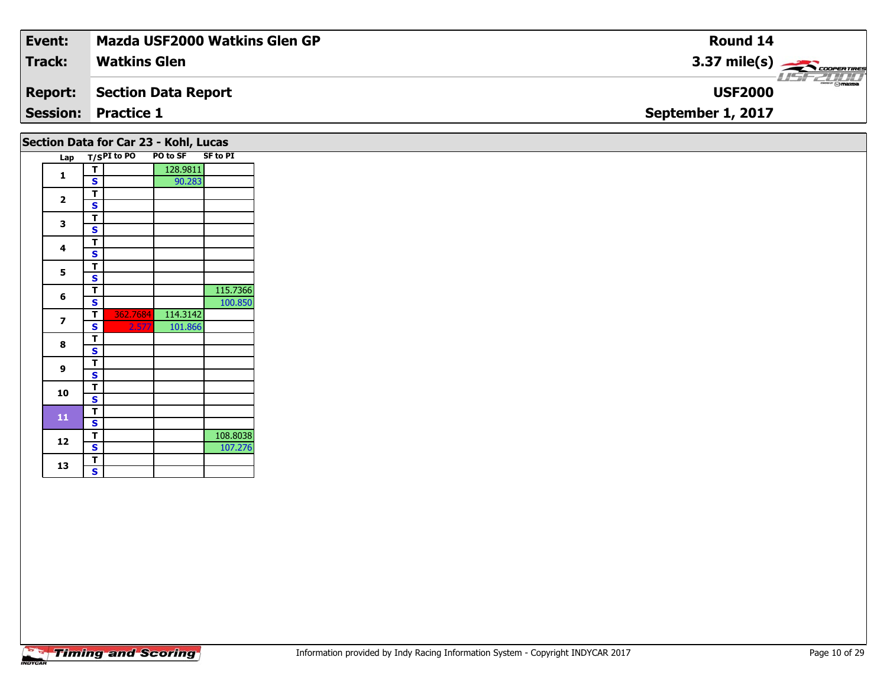| Event: | Mazda USF2000 Watkins Glen GP | Round 14 |
|---|---|---|
| Track: | Watkins Glen | 3.37 mile(s) |
| Report: | Section Data Report | USF2000 |
| Session: | Practice 1 | September 1, 2017 |

## Section Data for Car 23 - Kohl, Lucas

| Lap | T/S | PI to PO | PO to SF | SF to PI |
|---|---|---|---|---|
| 1 | T | | 128.9811 | |
| | S | | 90.283 | |
| 2 | T | | | |
| | S | | | |
| 3 | T | | | |
| | S | | | |
| 4 | T | | | |
| | S | | | |
| 5 | T | | | |
| | S | | | |
| 6 | T | | | 115.7366 |
| | S | | | 100.850 |
| 7 | T | 362.7684 | 114.3142 | |
| | S | 2.577 | 101.866 | |
| 8 | T | | | |
| | S | | | |
| 9 | T | | | |
| | S | | | |
| 10 | T | | | |
| | S | | | |
| 11 | T | | | |
| | S | | | |
| 12 | T | | | 108.8038 |
| | S | | | 107.276 |
| 13 | T | | | |
| | S | | | |

Information provided by Indy Racing Information System - Copyright INDYCAR 2017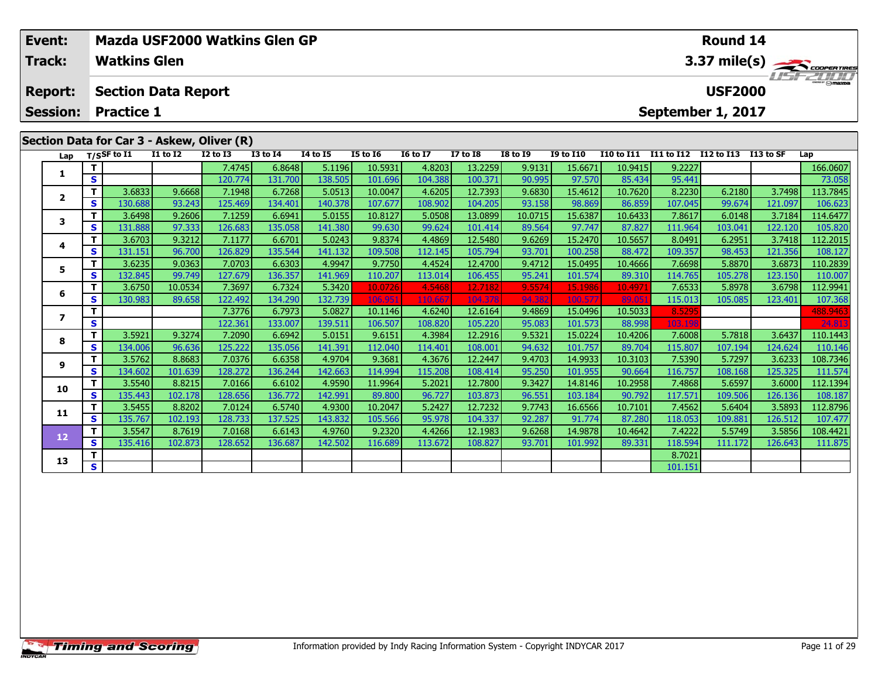| Event: | Mazda USF2000 Watkins Glen GP | Round 14 |
|---|---|---|
| Track: | Watkins Glen | 3.37 mile(s) |
| Report: | Section Data Report | USF2000 |
| Session: | Practice 1 | September 1, 2017 |

## Section Data for Car 3 - Askew, Oliver (R)

| Lap | T/S | SF to I1 | I1 to I2 | I2 to I3 | I3 to I4 | I4 to I5 | I5 to I6 | I6 to I7 | I7 to I8 | I8 to I9 | I9 to I10 | I10 to I11 | I11 to I12 | I12 to I13 | I13 to SF | Lap |
|---|---|---|---|---|---|---|---|---|---|---|---|---|---|---|---|---|
| 1 | T | | | 7.4745 | 6.8648 | 5.1196 | 10.5931 | 4.8203 | 13.2259 | 9.9131 | 15.6671 | 10.9415 | 9.2227 | | | 166.0607 |
| | S | | | 120.774 | 131.700 | 138.505 | 101.696 | 104.388 | 100.371 | 90.995 | 97.570 | 85.434 | 95.441 | | | 73.058 |
| 2 | T | 3.6833 | 9.6668 | 7.1948 | 6.7268 | 5.0513 | 10.0047 | 4.6205 | 12.7393 | 9.6830 | 15.4612 | 10.7620 | 8.2230 | 6.2180 | 3.7498 | 113.7845 |
| | S | 130.688 | 93.243 | 125.469 | 134.401 | 140.378 | 107.677 | 108.902 | 104.205 | 93.158 | 98.869 | 86.859 | 107.045 | 99.674 | 121.097 | 106.623 |
| 3 | T | 3.6498 | 9.2606 | 7.1259 | 6.6941 | 5.0155 | 10.8127 | 5.0508 | 13.0899 | 10.0715 | 15.6387 | 10.6433 | 7.8617 | 6.0148 | 3.7184 | 114.6477 |
| | S | 131.888 | 97.333 | 126.683 | 135.058 | 141.380 | 99.630 | 99.624 | 101.414 | 89.564 | 97.747 | 87.827 | 111.964 | 103.041 | 122.120 | 105.820 |
| 4 | T | 3.6703 | 9.3212 | 7.1177 | 6.6701 | 5.0243 | 9.8374 | 4.4869 | 12.5480 | 9.6269 | 15.2470 | 10.5657 | 8.0491 | 6.2951 | 3.7418 | 112.2015 |
| | S | 131.151 | 96.700 | 126.829 | 135.544 | 141.132 | 109.508 | 112.145 | 105.794 | 93.701 | 100.258 | 88.472 | 109.357 | 98.453 | 121.356 | 108.127 |
| 5 | T | 3.6235 | 9.0363 | 7.0703 | 6.6303 | 4.9947 | 9.7750 | 4.4524 | 12.4700 | 9.4712 | 15.0495 | 10.4666 | 7.6698 | 5.8870 | 3.6873 | 110.2839 |
| | S | 132.845 | 99.749 | 127.679 | 136.357 | 141.969 | 110.207 | 113.014 | 106.455 | 95.241 | 101.574 | 89.310 | 114.765 | 105.278 | 123.150 | 110.007 |
| 6 | T | 3.6750 | 10.0534 | 7.3697 | 6.7324 | 5.3420 | 10.0726 | 4.5468 | 12.7182 | 9.5574 | 15.1986 | 10.4971 | 7.6533 | 5.8978 | 3.6798 | 112.9941 |
| | S | 130.983 | 89.658 | 122.492 | 134.290 | 132.739 | 106.951 | 110.667 | 104.378 | 94.382 | 100.577 | 89.051 | 115.013 | 105.085 | 123.401 | 107.368 |
| 7 | T | | | 7.3776 | 6.7973 | 5.0827 | 10.1146 | 4.6240 | 12.6164 | 9.4869 | 15.0496 | 10.5033 | 8.5295 | | | 488.9463 |
| | S | | | 122.361 | 133.007 | 139.511 | 106.507 | 108.820 | 105.220 | 95.083 | 101.573 | 88.998 | 103.198 | | | 24.813 |
| 8 | T | 3.5921 | 9.3274 | 7.2090 | 6.6942 | 5.0151 | 9.6151 | 4.3984 | 12.2916 | 9.5321 | 15.0224 | 10.4206 | 7.6008 | 5.7818 | 3.6437 | 110.1443 |
| | S | 134.006 | 96.636 | 125.222 | 135.056 | 141.391 | 112.040 | 114.401 | 108.001 | 94.632 | 101.757 | 89.704 | 115.807 | 107.194 | 124.624 | 110.146 |
| 9 | T | 3.5762 | 8.8683 | 7.0376 | 6.6358 | 4.9704 | 9.3681 | 4.3676 | 12.2447 | 9.4703 | 14.9933 | 10.3103 | 7.5390 | 5.7297 | 3.6233 | 108.7346 |
| | S | 134.602 | 101.639 | 128.272 | 136.244 | 142.663 | 114.994 | 115.208 | 108.414 | 95.250 | 101.955 | 90.664 | 116.757 | 108.168 | 125.325 | 111.574 |
| 10 | T | 3.5540 | 8.8215 | 7.0166 | 6.6102 | 4.9590 | 11.9964 | 5.2021 | 12.7800 | 9.3427 | 14.8146 | 10.2958 | 7.4868 | 5.6597 | 3.6000 | 112.1394 |
| | S | 135.443 | 102.178 | 128.656 | 136.772 | 142.991 | 89.800 | 96.727 | 103.873 | 96.551 | 103.184 | 90.792 | 117.571 | 109.506 | 126.136 | 108.187 |
| 11 | T | 3.5455 | 8.8202 | 7.0124 | 6.5740 | 4.9300 | 10.2047 | 5.2427 | 12.7232 | 9.7743 | 16.6566 | 10.7101 | 7.4562 | 5.6404 | 3.5893 | 112.8796 |
| | S | 135.767 | 102.193 | 128.733 | 137.525 | 143.832 | 105.566 | 95.978 | 104.337 | 92.287 | 91.774 | 87.280 | 118.053 | 109.881 | 126.512 | 107.477 |
| 12 | T | 3.5547 | 8.7619 | 7.0168 | 6.6143 | 4.9760 | 9.2320 | 4.4266 | 12.1983 | 9.6268 | 14.9878 | 10.4642 | 7.4222 | 5.5749 | 3.5856 | 108.4421 |
| | S | 135.416 | 102.873 | 128.652 | 136.687 | 142.502 | 116.689 | 113.672 | 108.827 | 93.701 | 101.992 | 89.331 | 118.594 | 111.172 | 126.643 | 111.875 |
| 13 | T | | | | | | | | | | | | 8.7021 | | | |
| | S | | | | | | | | | | | | 101.151 | | | |

Information provided by Indy Racing Information System - Copyright INDYCAR 2017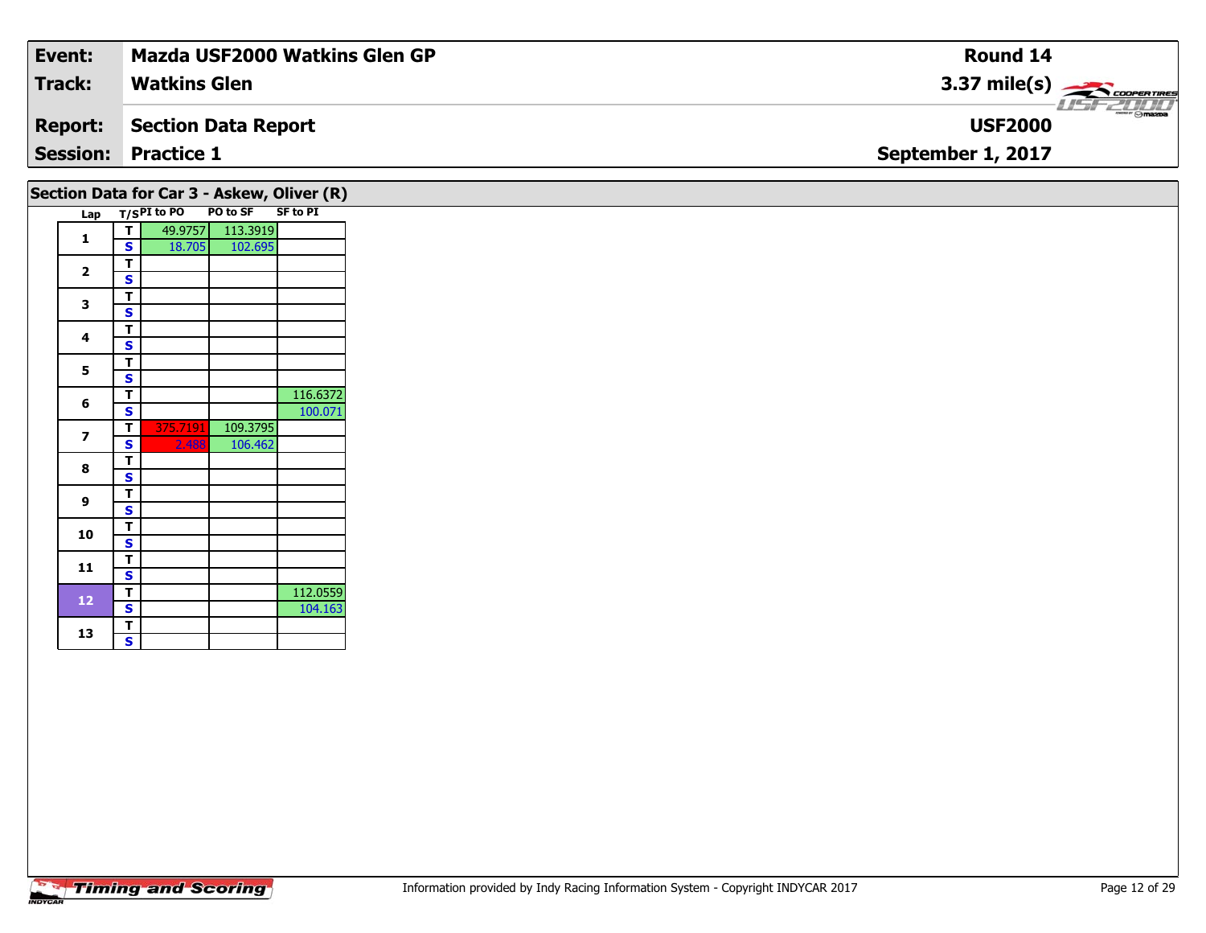| Event: | Mazda USF2000 Watkins Glen GP | Round 14 |
|---|---|---|
| Track: | Watkins Glen | 3.37 mile(s) |
| Report: | Section Data Report | USF2000 |
| Session: | Practice 1 | September 1, 2017 |

## Section Data for Car 3 - Askew, Oliver (R)

| Lap | T/S | PI to PO | PO to SF | SF to PI |
|---|---|---|---|---|
| 1 | T | 49.9757 | 113.3919 | |
| | S | 18.705 | 102.695 | |
| 2 | T | | | |
| | S | | | |
| 3 | T | | | |
| | S | | | |
| 4 | T | | | |
| | S | | | |
| 5 | T | | | |
| | S | | | |
| 6 | T | | | 116.6372 |
| | S | | | 100.071 |
| 7 | T | 375.7191 | 109.3795 | |
| | S | 2.488 | 106.462 | |
| 8 | T | | | |
| | S | | | |
| 9 | T | | | |
| | S | | | |
| 10 | T | | | |
| | S | | | |
| 11 | T | | | |
| | S | | | |
| 12 | T | | | 112.0559 |
| | S | | | 104.163 |
| 13 | T | | | |
| | S | | | |

Information provided by Indy Racing Information System - Copyright INDYCAR 2017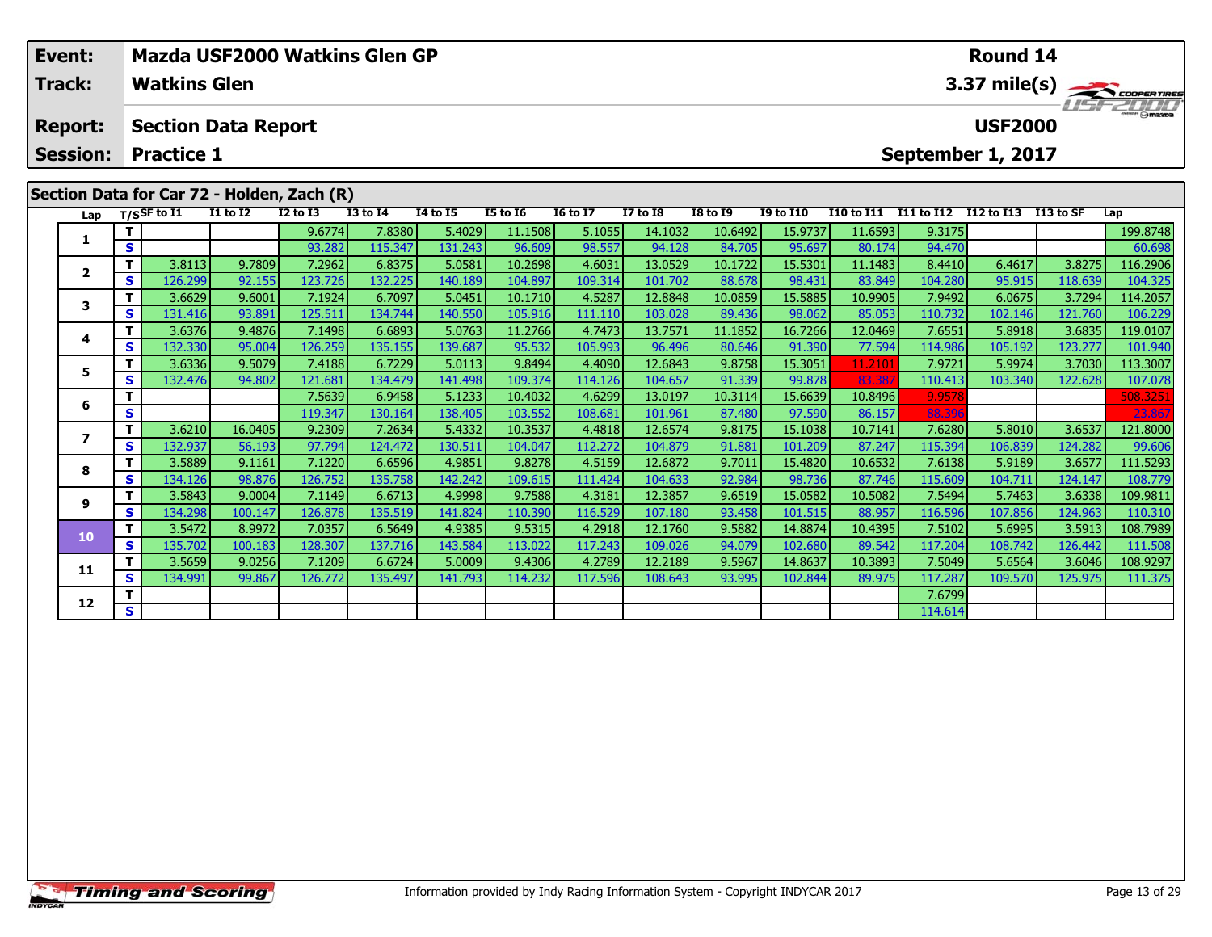| Event: | Mazda USF2000 Watkins Glen GP | Round 14 |
|---|---|---|
| Track: | Watkins Glen | 3.37 mile(s) |
| Report: | Section Data Report | USF2000 |
| Session: | Practice 1 | September 1, 2017 |

## Section Data for Car 72 - Holden, Zach (R)

| Lap | T/S | SF to I1 | I1 to I2 | I2 to I3 | I3 to I4 | I4 to I5 | I5 to I6 | I6 to I7 | I7 to I8 | I8 to I9 | I9 to I10 | I10 to I11 | I11 to I12 | I12 to I13 | I13 to SF | Lap |
|---|---|---|---|---|---|---|---|---|---|---|---|---|---|---|---|---|
| 1 | T | | | 9.6774 | 7.8380 | 5.4029 | 11.1508 | 5.1055 | 14.1032 | 10.6492 | 15.9737 | 11.6593 | 9.3175 | | | 199.8748 |
| | S | | | 93.282 | 115.347 | 131.243 | 96.609 | 98.557 | 94.128 | 84.705 | 95.697 | 80.174 | 94.470 | | | 60.698 |
| 2 | T | 3.8113 | 9.7809 | 7.2962 | 6.8375 | 5.0581 | 10.2698 | 4.6031 | 13.0529 | 10.1722 | 15.5301 | 11.1483 | 8.4410 | 6.4617 | 3.8275 | 116.2906 |
| | S | 126.299 | 92.155 | 123.726 | 132.225 | 140.189 | 104.897 | 109.314 | 101.702 | 88.678 | 98.431 | 83.849 | 104.280 | 95.915 | 118.639 | 104.325 |
| 3 | T | 3.6629 | 9.6001 | 7.1924 | 6.7097 | 5.0451 | 10.1710 | 4.5287 | 12.8848 | 10.0859 | 15.5885 | 10.9905 | 7.9492 | 6.0675 | 3.7294 | 114.2057 |
| | S | 131.416 | 93.891 | 125.511 | 134.744 | 140.550 | 105.916 | 111.110 | 103.028 | 89.436 | 98.062 | 85.053 | 110.732 | 102.146 | 121.760 | 106.229 |
| 4 | T | 3.6376 | 9.4876 | 7.1498 | 6.6893 | 5.0763 | 11.2766 | 4.7473 | 13.7571 | 11.1852 | 16.7266 | 12.0469 | 7.6551 | 5.8918 | 3.6835 | 119.0107 |
| | S | 132.330 | 95.004 | 126.259 | 135.155 | 139.687 | 95.532 | 105.993 | 96.496 | 80.646 | 91.390 | 77.594 | 114.986 | 105.192 | 123.277 | 101.940 |
| 5 | T | 3.6336 | 9.5079 | 7.4188 | 6.7229 | 5.0113 | 9.8494 | 4.4090 | 12.6843 | 9.8758 | 15.3051 | 11.2101 | 7.9721 | 5.9974 | 3.7030 | 113.3007 |
| | S | 132.476 | 94.802 | 121.681 | 134.479 | 141.498 | 109.374 | 114.126 | 104.657 | 91.339 | 99.878 | 83.387 | 110.413 | 103.340 | 122.628 | 107.078 |
| 6 | T | | | 7.5639 | 6.9458 | 5.1233 | 10.4032 | 4.6299 | 13.0197 | 10.3114 | 15.6639 | 10.8496 | 9.9578 | | | 508.3251 |
| | S | | | 119.347 | 130.164 | 138.405 | 103.552 | 108.681 | 101.961 | 87.480 | 97.590 | 86.157 | 88.396 | | | 23.867 |
| 7 | T | 3.6210 | 16.0405 | 9.2309 | 7.2634 | 5.4332 | 10.3537 | 4.4818 | 12.6574 | 9.8175 | 15.1038 | 10.7141 | 7.6280 | 5.8010 | 3.6537 | 121.8000 |
| | S | 132.937 | 56.193 | 97.794 | 124.472 | 130.511 | 104.047 | 112.272 | 104.879 | 91.881 | 101.209 | 87.247 | 115.394 | 106.839 | 124.282 | 99.606 |
| 8 | T | 3.5889 | 9.1161 | 7.1220 | 6.6596 | 4.9851 | 9.8278 | 4.5159 | 12.6872 | 9.7011 | 15.4820 | 10.6532 | 7.6138 | 5.9189 | 3.6577 | 111.5293 |
| | S | 134.126 | 98.876 | 126.752 | 135.758 | 142.242 | 109.615 | 111.424 | 104.633 | 92.984 | 98.736 | 87.746 | 115.609 | 104.711 | 124.147 | 108.779 |
| 9 | T | 3.5843 | 9.0004 | 7.1149 | 6.6713 | 4.9998 | 9.7588 | 4.3181 | 12.3857 | 9.6519 | 15.0582 | 10.5082 | 7.5494 | 5.7463 | 3.6338 | 109.9811 |
| | S | 134.298 | 100.147 | 126.878 | 135.519 | 141.824 | 110.390 | 116.529 | 107.180 | 93.458 | 101.515 | 88.957 | 116.596 | 107.856 | 124.963 | 110.310 |
| 10 | T | 3.5472 | 8.9972 | 7.0357 | 6.5649 | 4.9385 | 9.5315 | 4.2918 | 12.1760 | 9.5882 | 14.8874 | 10.4395 | 7.5102 | 5.6995 | 3.5913 | 108.7989 |
| | S | 135.702 | 100.183 | 128.307 | 137.716 | 143.584 | 113.022 | 117.243 | 109.026 | 94.079 | 102.680 | 89.542 | 117.204 | 108.742 | 126.442 | 111.508 |
| 11 | T | 3.5659 | 9.0256 | 7.1209 | 6.6724 | 5.0009 | 9.4306 | 4.2789 | 12.2189 | 9.5967 | 14.8637 | 10.3893 | 7.5049 | 5.6564 | 3.6046 | 108.9297 |
| | S | 134.991 | 99.867 | 126.772 | 135.497 | 141.793 | 114.232 | 117.596 | 108.643 | 93.995 | 102.844 | 89.975 | 117.287 | 109.570 | 125.975 | 111.375 |
| 12 | T | | | | | | | | | | | | 7.6799 | | | |
| | S | | | | | | | | | | | | 114.614 | | | |

Information provided by Indy Racing Information System - Copyright INDYCAR 2017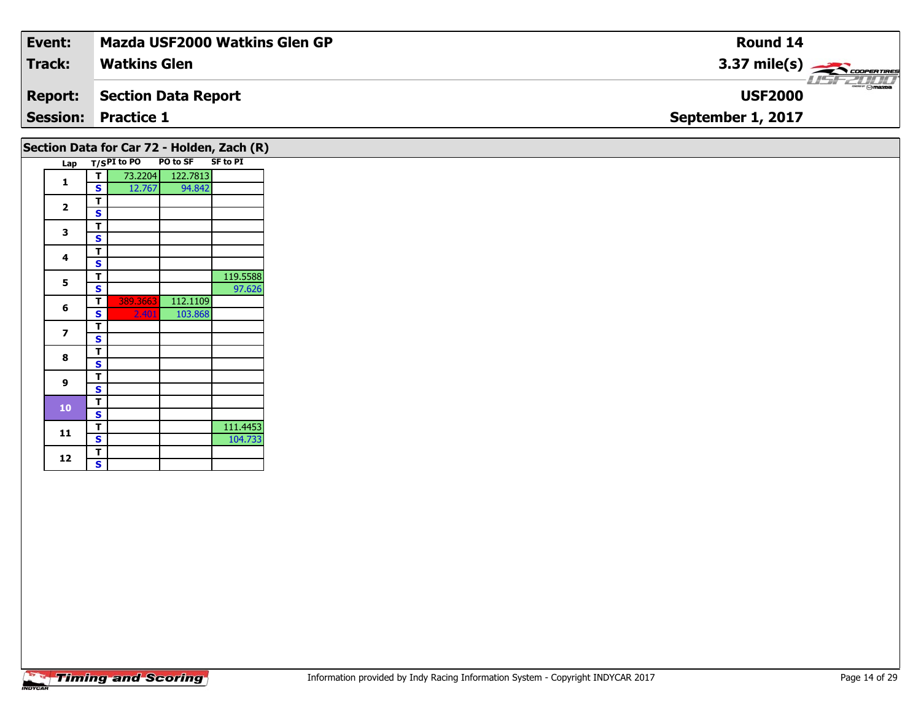| **Event:** | **Mazda USF2000 Watkins Glen GP** | **Round 14** |
|---|---|---|
| **Track:** | **Watkins Glen** | **3.37 mile(s)** |
| **Report:** | **Section Data Report** | **USF2000** |
| **Session:** | **Practice 1** | **September 1, 2017** |

## Section Data for Car 72 - Holden, Zach (R)

| Lap | T/S | PI to PO | PO to SF | SF to PI |
|---|---|---|---|---|
| 1 | T | 73.2204 | 122.7813 | |
| | S | 12.767 | 94.842 | |
| 2 | T | | | |
| | S | | | |
| 3 | T | | | |
| | S | | | |
| 4 | T | | | |
| | S | | | |
| 5 | T | | | 119.5588 |
| | S | | | 97.626 |
| 6 | T | 389.3663 | 112.1109 | |
| | S | 2.401 | 103.868 | |
| 7 | T | | | |
| | S | | | |
| 8 | T | | | |
| | S | | | |
| 9 | T | | | |
| | S | | | |
| 10 | T | | | |
| | S | | | |
| 11 | T | | | 111.4453 |
| | S | | | 104.733 |
| 12 | T | | | |
| | S | | | |

Information provided by Indy Racing Information System - Copyright INDYCAR 2017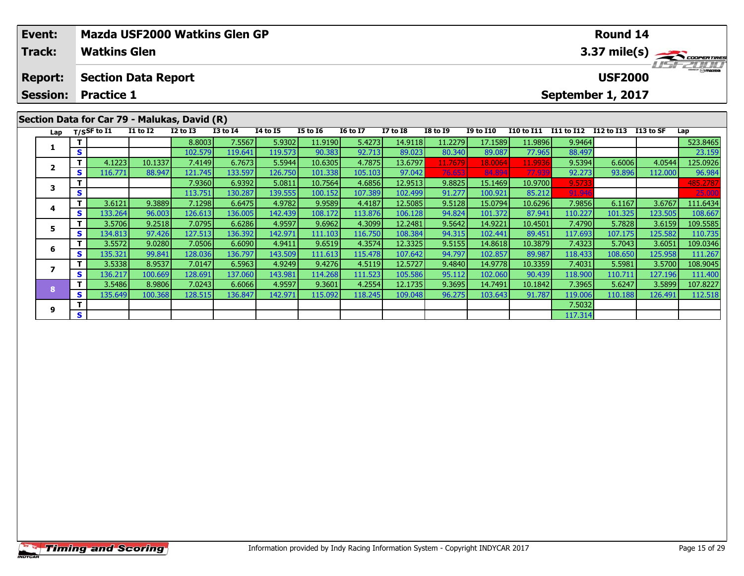| Event: | Mazda USF2000 Watkins Glen GP | Round 14 |
|---|---|---|
| Track: | Watkins Glen | 3.37 mile(s) |
| Report: | Section Data Report | USF2000 |
| Session: | Practice 1 | September 1, 2017 |

## Section Data for Car 79 - Malukas, David (R)

| Lap | T/S | SF to I1 | I1 to I2 | I2 to I3 | I3 to I4 | I4 to I5 | I5 to I6 | I6 to I7 | I7 to I8 | I8 to I9 | I9 to I10 | I10 to I11 | I11 to I12 | I12 to I13 | I13 to SF | Lap |
|---|---|---|---|---|---|---|---|---|---|---|---|---|---|---|---|---|
| 1 | T | | | 8.8003 | 7.5567 | 5.9302 | 11.9190 | 5.4273 | 14.9118 | 11.2279 | 17.1589 | 11.9896 | 9.9464 | | | 523.8465 |
| | S | | | 102.579 | 119.641 | 119.573 | 90.383 | 92.713 | 89.023 | 80.340 | 89.087 | 77.965 | 88.497 | | | 23.159 |
| 2 | T | 4.1223 | 10.1337 | 7.4149 | 6.7673 | 5.5944 | 10.6305 | 4.7875 | 13.6797 | 11.7679 | 18.0064 | 11.9936 | 9.5394 | 6.6006 | 4.0544 | 125.0926 |
| | S | 116.771 | 88.947 | 121.745 | 133.597 | 126.750 | 101.338 | 105.103 | 97.042 | 76.653 | 84.894 | 77.939 | 92.273 | 93.896 | 112.000 | 96.984 |
| 3 | T | | | 7.9360 | 6.9392 | 5.0811 | 10.7564 | 4.6856 | 12.9513 | 9.8825 | 15.1469 | 10.9700 | 9.5733 | | | 485.2787 |
| | S | | | 113.751 | 130.287 | 139.555 | 100.152 | 107.389 | 102.499 | 91.277 | 100.921 | 85.212 | 91.946 | | | 25.000 |
| 4 | T | 3.6121 | 9.3889 | 7.1298 | 6.6475 | 4.9782 | 9.9589 | 4.4187 | 12.5085 | 9.5128 | 15.0794 | 10.6296 | 7.9856 | 6.1167 | 3.6767 | 111.6434 |
| | S | 133.264 | 96.003 | 126.613 | 136.005 | 142.439 | 108.172 | 113.876 | 106.128 | 94.824 | 101.372 | 87.941 | 110.227 | 101.325 | 123.505 | 108.667 |
| 5 | T | 3.5706 | 9.2518 | 7.0795 | 6.6286 | 4.9597 | 9.6962 | 4.3099 | 12.2481 | 9.5642 | 14.9221 | 10.4501 | 7.4790 | 5.7828 | 3.6159 | 109.5585 |
| | S | 134.813 | 97.426 | 127.513 | 136.392 | 142.971 | 111.103 | 116.750 | 108.384 | 94.315 | 102.441 | 89.451 | 117.693 | 107.175 | 125.582 | 110.735 |
| 6 | T | 3.5572 | 9.0280 | 7.0506 | 6.6090 | 4.9411 | 9.6519 | 4.3574 | 12.3325 | 9.5155 | 14.8618 | 10.3879 | 7.4323 | 5.7043 | 3.6051 | 109.0346 |
| | S | 135.321 | 99.841 | 128.036 | 136.797 | 143.509 | 111.613 | 115.478 | 107.642 | 94.797 | 102.857 | 89.987 | 118.433 | 108.650 | 125.958 | 111.267 |
| 7 | T | 3.5338 | 8.9537 | 7.0147 | 6.5963 | 4.9249 | 9.4276 | 4.5119 | 12.5727 | 9.4840 | 14.9778 | 10.3359 | 7.4031 | 5.5981 | 3.5700 | 108.9045 |
| | S | 136.217 | 100.669 | 128.691 | 137.060 | 143.981 | 114.268 | 111.523 | 105.586 | 95.112 | 102.060 | 90.439 | 118.900 | 110.711 | 127.196 | 111.400 |
| 8 | T | 3.5486 | 8.9806 | 7.0243 | 6.6066 | 4.9597 | 9.3601 | 4.2554 | 12.1735 | 9.3695 | 14.7491 | 10.1842 | 7.3965 | 5.6247 | 3.5899 | 107.8227 |
| | S | 135.649 | 100.368 | 128.515 | 136.847 | 142.971 | 115.092 | 118.245 | 109.048 | 96.275 | 103.643 | 91.787 | 119.006 | 110.188 | 126.491 | 112.518 |
| 9 | T | | | | | | | | | | | | 7.5032 | | | |
| | S | | | | | | | | | | | | 117.314 | | | |

Information provided by Indy Racing Information System - Copyright INDYCAR 2017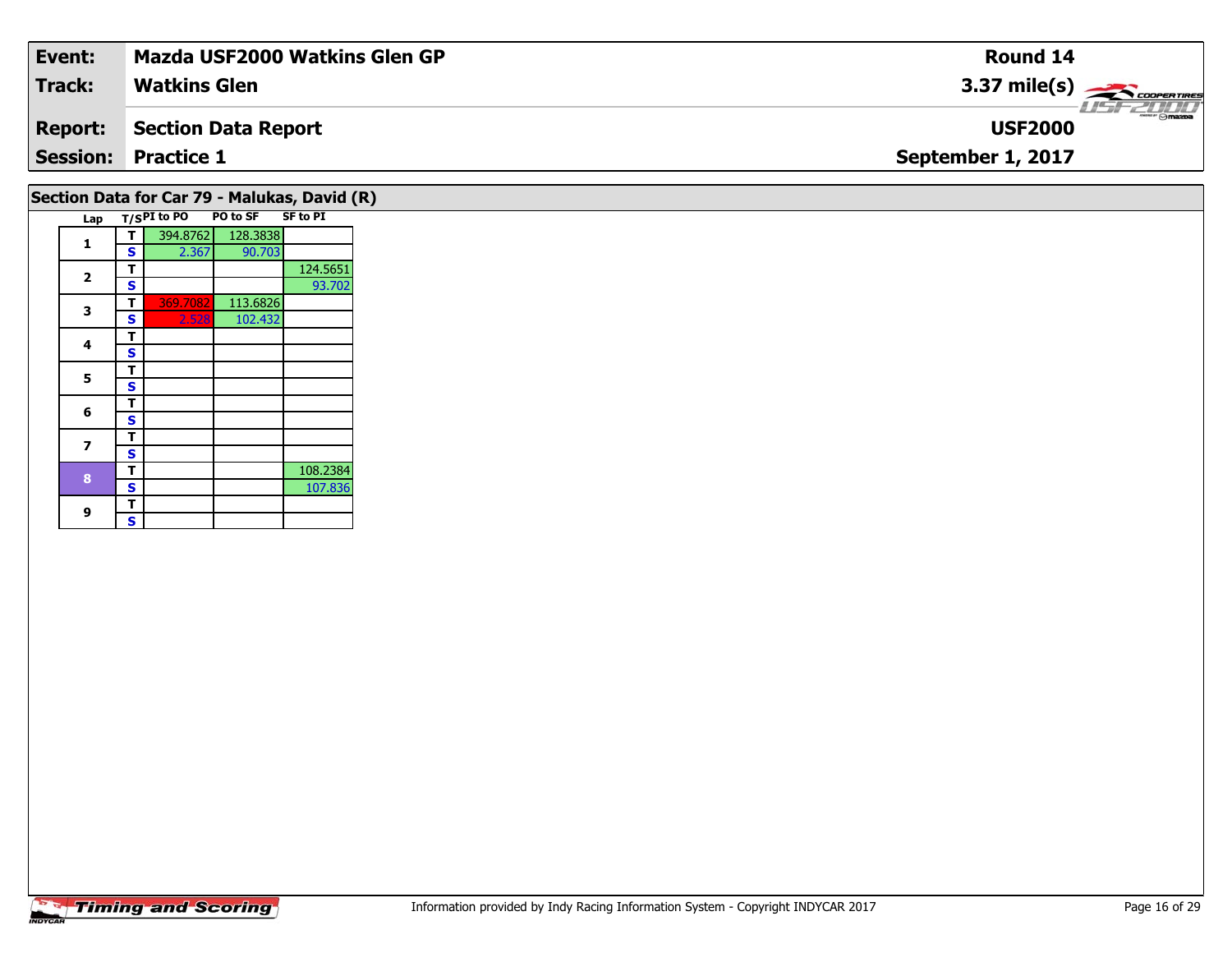| Event: | Mazda USF2000 Watkins Glen GP | Round 14 |
|---|---|---|
| Track: | Watkins Glen | 3.37 mile(s) |
| Report: | Section Data Report | USF2000 |
| Session: | Practice 1 | September 1, 2017 |

## Section Data for Car 79 - Malukas, David (R)

| Lap | T/S | PI to PO | PO to SF | SF to PI |
|---|---|---|---|---|
| 1 | T | 394.8762 | 128.3838 | |
| | S | 2.367 | 90.703 | |
| 2 | T | | | 124.5651 |
| | S | | | 93.702 |
| 3 | T | 369.7082 | 113.6826 | |
| | S | 2.528 | 102.432 | |
| 4 | T | | | |
| | S | | | |
| 5 | T | | | |
| | S | | | |
| 6 | T | | | |
| | S | | | |
| 7 | T | | | |
| | S | | | |
| 8 | T | | | 108.2384 |
| | S | | | 107.836 |
| 9 | T | | | |
| | S | | | |

Information provided by Indy Racing Information System - Copyright INDYCAR 2017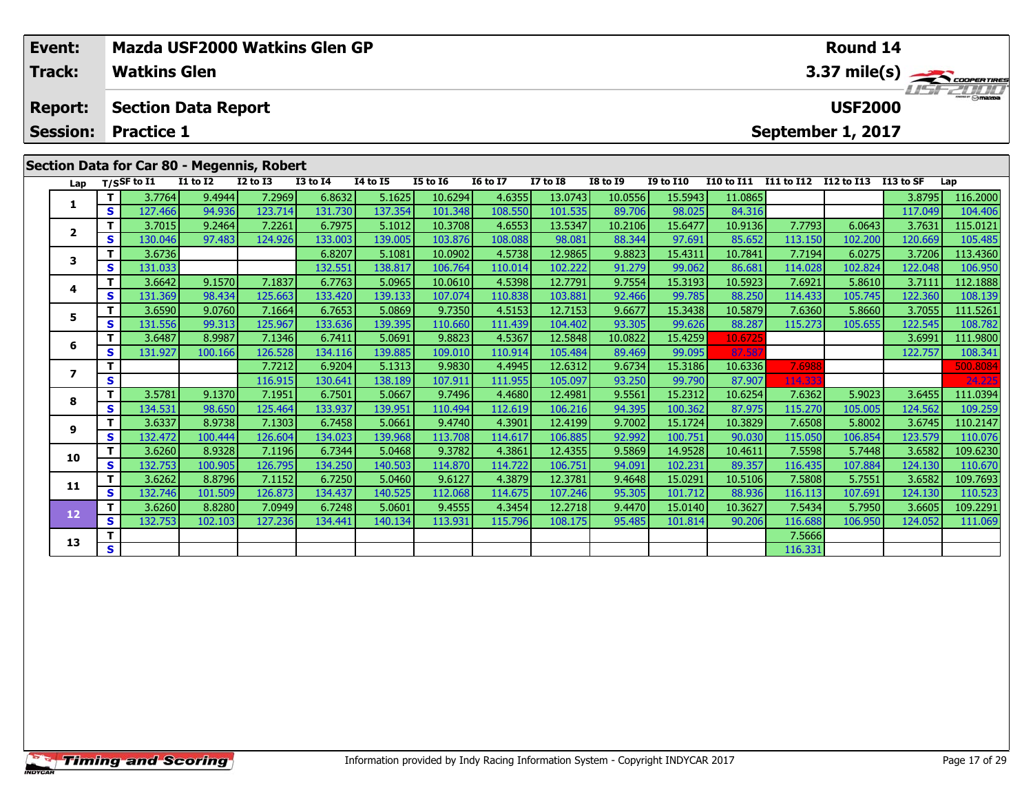| Event: | Mazda USF2000 Watkins Glen GP | Round 14 |
|---|---|---|
| Track: | Watkins Glen | 3.37 mile(s) |
| Report: | Section Data Report | USF2000 |
| Session: | Practice 1 | September 1, 2017 |

## Section Data for Car 80 - Megennis, Robert

| Lap | T/S | SF to I1 | I1 to I2 | I2 to I3 | I3 to I4 | I4 to I5 | I5 to I6 | I6 to I7 | I7 to I8 | I8 to I9 | I9 to I10 | I10 to I11 | I11 to I12 | I12 to I13 | I13 to SF | Lap |
|---|---|---|---|---|---|---|---|---|---|---|---|---|---|---|---|---|
| 1 | T | 3.7764 | 9.4944 | 7.2969 | 6.8632 | 5.1625 | 10.6294 | 4.6355 | 13.0743 | 10.0556 | 15.5943 | 11.0865 | | | 3.8795 | 116.2000 |
| | S | 127.466 | 94.936 | 123.714 | 131.730 | 137.354 | 101.348 | 108.550 | 101.535 | 89.706 | 98.025 | 84.316 | | | 117.049 | 104.406 |
| 2 | T | 3.7015 | 9.2464 | 7.2261 | 6.7975 | 5.1012 | 10.3708 | 4.6553 | 13.5347 | 10.2106 | 15.6477 | 10.9136 | 7.7793 | 6.0643 | 3.7631 | 115.0121 |
| | S | 130.046 | 97.483 | 124.926 | 133.003 | 139.005 | 103.876 | 108.088 | 98.081 | 88.344 | 97.691 | 85.652 | 113.150 | 102.200 | 120.669 | 105.485 |
| 3 | T | 3.6736 | | | 6.8207 | 5.1081 | 10.0902 | 4.5738 | 12.9865 | 9.8823 | 15.4311 | 10.7841 | 7.7194 | 6.0275 | 3.7206 | 113.4360 |
| | S | 131.033 | | | 132.551 | 138.817 | 106.764 | 110.014 | 102.222 | 91.279 | 99.062 | 86.681 | 114.028 | 102.824 | 122.048 | 106.950 |
| 4 | T | 3.6642 | 9.1570 | 7.1837 | 6.7763 | 5.0965 | 10.0610 | 4.5398 | 12.7791 | 9.7554 | 15.3193 | 10.5923 | 7.6921 | 5.8610 | 3.7111 | 112.1888 |
| | S | 131.369 | 98.434 | 125.663 | 133.420 | 139.133 | 107.074 | 110.838 | 103.881 | 92.466 | 99.785 | 88.250 | 114.433 | 105.745 | 122.360 | 108.139 |
| 5 | T | 3.6590 | 9.0760 | 7.1664 | 6.7653 | 5.0869 | 9.7350 | 4.5153 | 12.7153 | 9.6677 | 15.3438 | 10.5879 | 7.6360 | 5.8660 | 3.7055 | 111.5261 |
| | S | 131.556 | 99.313 | 125.967 | 133.636 | 139.395 | 110.660 | 111.439 | 104.402 | 93.305 | 99.626 | 88.287 | 115.273 | 105.655 | 122.545 | 108.782 |
| 6 | T | 3.6487 | 8.9987 | 7.1346 | 6.7411 | 5.0691 | 9.8823 | 4.5367 | 12.5848 | 10.0822 | 15.4259 | 10.6725 | | | 3.6991 | 111.9800 |
| | S | 131.927 | 100.166 | 126.528 | 134.116 | 139.885 | 109.010 | 110.914 | 105.484 | 89.469 | 99.095 | 87.587 | | | 122.757 | 108.341 |
| 7 | T | | | 7.7212 | 6.9204 | 5.1313 | 9.9830 | 4.4945 | 12.6312 | 9.6734 | 15.3186 | 10.6336 | 7.6988 | | | 500.8084 |
| | S | | | 116.915 | 130.641 | 138.189 | 107.911 | 111.955 | 105.097 | 93.250 | 99.790 | 87.907 | 114.333 | | | 24.225 |
| 8 | T | 3.5781 | 9.1370 | 7.1951 | 6.7501 | 5.0667 | 9.7496 | 4.4680 | 12.4981 | 9.5561 | 15.2312 | 10.6254 | 7.6362 | 5.9023 | 3.6455 | 111.0394 |
| | S | 134.531 | 98.650 | 125.464 | 133.937 | 139.951 | 110.494 | 112.619 | 106.216 | 94.395 | 100.362 | 87.975 | 115.270 | 105.005 | 124.562 | 109.259 |
| 9 | T | 3.6337 | 8.9738 | 7.1303 | 6.7458 | 5.0661 | 9.4740 | 4.3901 | 12.4199 | 9.7002 | 15.1724 | 10.3829 | 7.6508 | 5.8002 | 3.6745 | 110.2147 |
| | S | 132.472 | 100.444 | 126.604 | 134.023 | 139.968 | 113.708 | 114.617 | 106.885 | 92.992 | 100.751 | 90.030 | 115.050 | 106.854 | 123.579 | 110.076 |
| 10 | T | 3.6260 | 8.9328 | 7.1196 | 6.7344 | 5.0468 | 9.3782 | 4.3861 | 12.4355 | 9.5869 | 14.9528 | 10.4611 | 7.5598 | 5.7448 | 3.6582 | 109.6230 |
| | S | 132.753 | 100.905 | 126.795 | 134.250 | 140.503 | 114.870 | 114.722 | 106.751 | 94.091 | 102.231 | 89.357 | 116.435 | 107.884 | 124.130 | 110.670 |
| 11 | T | 3.6262 | 8.8796 | 7.1152 | 6.7250 | 5.0460 | 9.6127 | 4.3879 | 12.3781 | 9.4648 | 15.0291 | 10.5106 | 7.5808 | 5.7551 | 3.6582 | 109.7693 |
| | S | 132.746 | 101.509 | 126.873 | 134.437 | 140.525 | 112.068 | 114.675 | 107.246 | 95.305 | 101.712 | 88.936 | 116.113 | 107.691 | 124.130 | 110.523 |
| 12 | T | 3.6260 | 8.8280 | 7.0949 | 6.7248 | 5.0601 | 9.4555 | 4.3454 | 12.2718 | 9.4470 | 15.0140 | 10.3627 | 7.5434 | 5.7950 | 3.6605 | 109.2291 |
| | S | 132.753 | 102.103 | 127.236 | 134.441 | 140.134 | 113.931 | 115.796 | 108.175 | 95.485 | 101.814 | 90.206 | 116.688 | 106.950 | 124.052 | 111.069 |
| 13 | T | | | | | | | | | | | | 7.5666 | | | |
| | S | | | | | | | | | | | | 116.331 | | | |

Information provided by Indy Racing Information System - Copyright INDYCAR 2017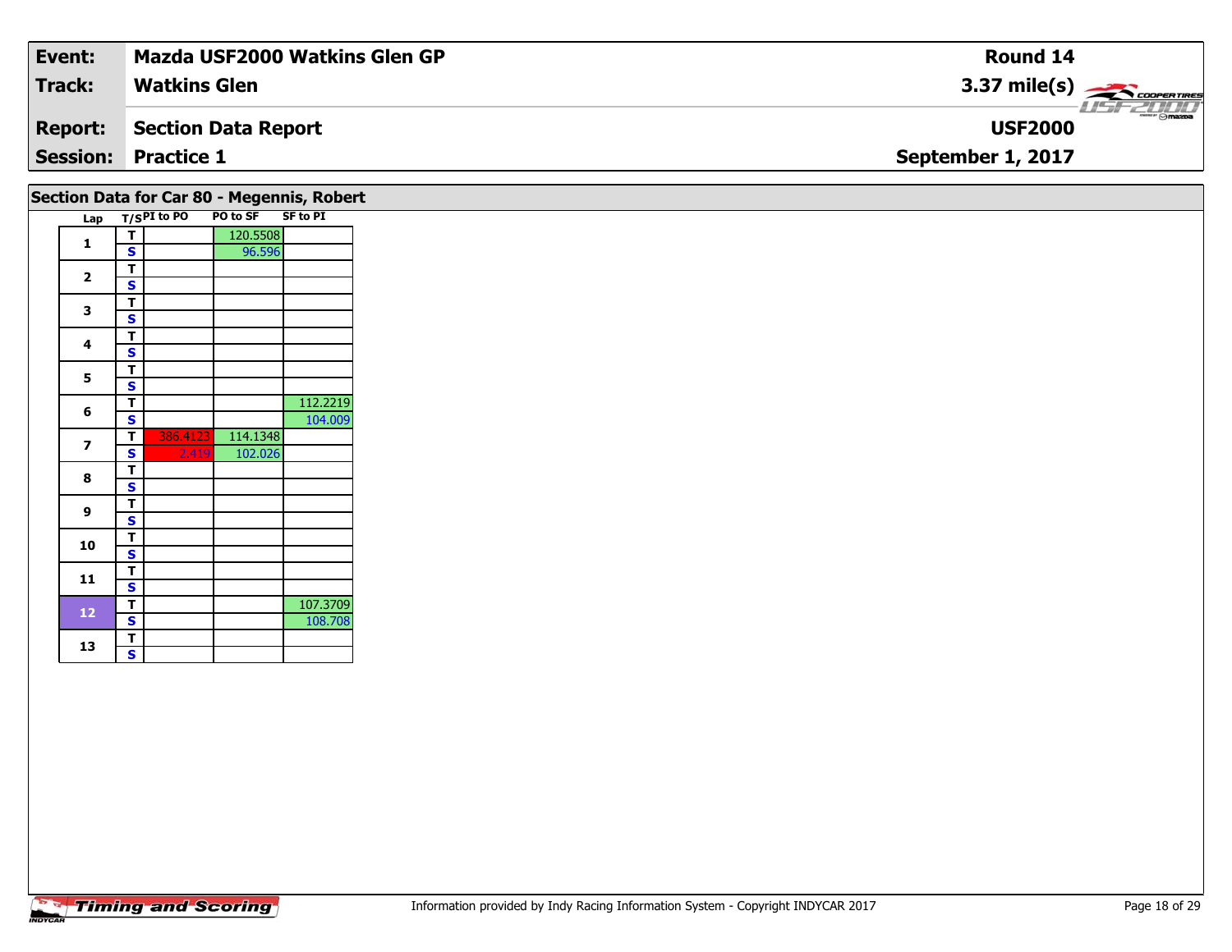| Event: | Mazda USF2000 Watkins Glen GP | Round 14 |
|---|---|---|
| Track: | Watkins Glen | 3.37 mile(s) |
| Report: | Section Data Report | USF2000 |
| Session: | Practice 1 | September 1, 2017 |

## Section Data for Car 80 - Megennis, Robert

| Lap | T/S | PI to PO | PO to SF | SF to PI |
|---|---|---|---|---|
| 1 | T | | 120.5508 | |
| | S | | 96.596 | |
| 2 | T | | | |
| | S | | | |
| 3 | T | | | |
| | S | | | |
| 4 | T | | | |
| | S | | | |
| 5 | T | | | |
| | S | | | |
| 6 | T | | | 112.2219 |
| | S | | | 104.009 |
| 7 | T | 386.4123 | 114.1348 | |
| | S | 2.419 | 102.026 | |
| 8 | T | | | |
| | S | | | |
| 9 | T | | | |
| | S | | | |
| 10 | T | | | |
| | S | | | |
| 11 | T | | | |
| | S | | | |
| 12 | T | | | 107.3709 |
| | S | | | 108.708 |
| 13 | T | | | |
| | S | | | |

Timing and Scoring

Information provided by Indy Racing Information System - Copyright INDYCAR 2017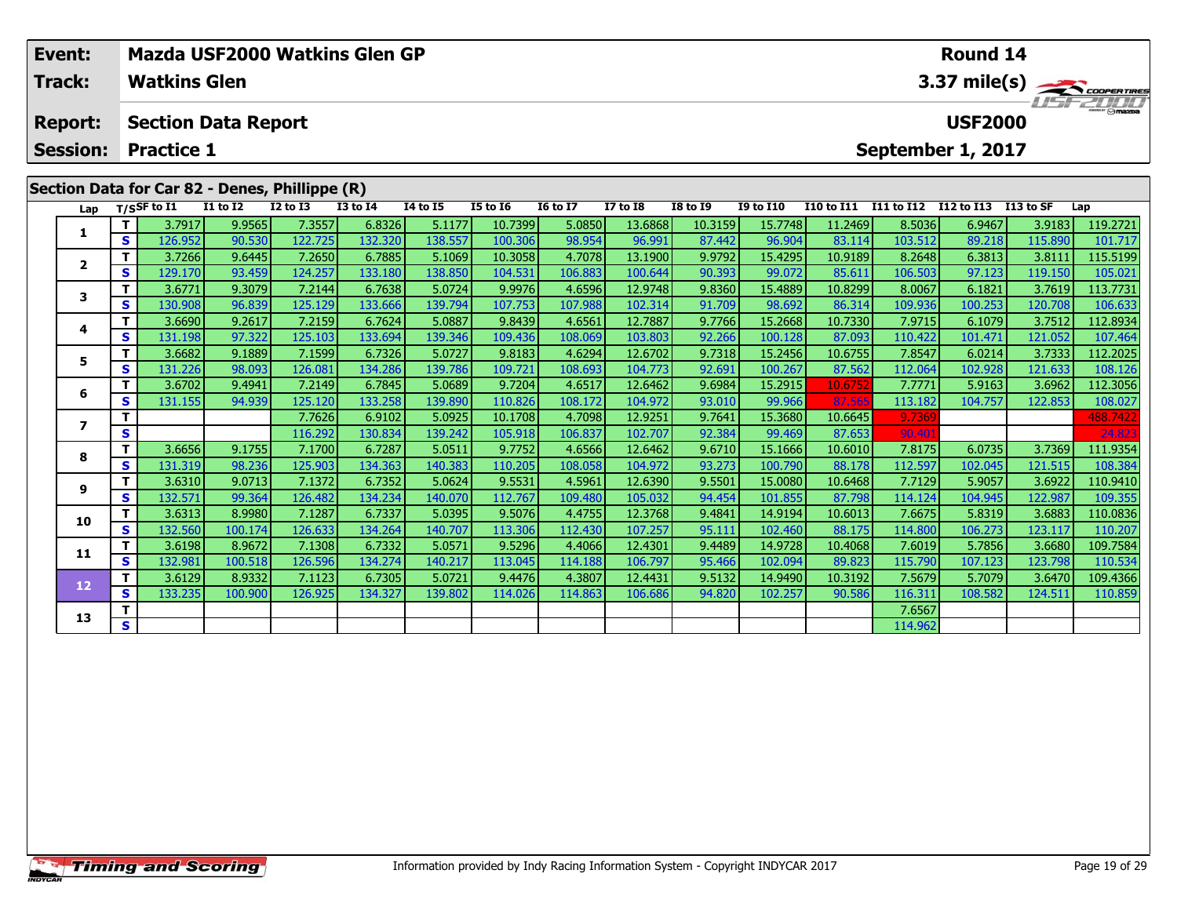| Event: | Mazda USF2000 Watkins Glen GP | Round 14 |
|---|---|---|
| Track: | Watkins Glen | 3.37 mile(s) |
| Report: | Section Data Report | USF2000 |
| Session: | Practice 1 | September 1, 2017 |

## Section Data for Car 82 - Denes, Phillippe (R)

| Lap | T/S | SF to I1 | I1 to I2 | I2 to I3 | I3 to I4 | I4 to I5 | I5 to I6 | I6 to I7 | I7 to I8 | I8 to I9 | I9 to I10 | I10 to I11 | I11 to I12 | I12 to I13 | I13 to SF | Lap |
|---|---|---|---|---|---|---|---|---|---|---|---|---|---|---|---|---|
| 1 | T | 3.7917 | 9.9565 | 7.3557 | 6.8326 | 5.1177 | 10.7399 | 5.0850 | 13.6868 | 10.3159 | 15.7748 | 11.2469 | 8.5036 | 6.9467 | 3.9183 | 119.2721 |
| | S | 126.952 | 90.530 | 122.725 | 132.320 | 138.557 | 100.306 | 98.954 | 96.991 | 87.442 | 96.904 | 83.114 | 103.512 | 89.218 | 115.890 | 101.717 |
| 2 | T | 3.7266 | 9.6445 | 7.2650 | 6.7885 | 5.1069 | 10.3058 | 4.7078 | 13.1900 | 9.9792 | 15.4295 | 10.9189 | 8.2648 | 6.3813 | 3.8111 | 115.5199 |
| | S | 129.170 | 93.459 | 124.257 | 133.180 | 138.850 | 104.531 | 106.883 | 100.644 | 90.393 | 99.072 | 85.611 | 106.503 | 97.123 | 119.150 | 105.021 |
| 3 | T | 3.6771 | 9.3079 | 7.2144 | 6.7638 | 5.0724 | 9.9976 | 4.6596 | 12.9748 | 9.8360 | 15.4889 | 10.8299 | 8.0067 | 6.1821 | 3.7619 | 113.7731 |
| | S | 130.908 | 96.839 | 125.129 | 133.666 | 139.794 | 107.753 | 107.988 | 102.314 | 91.709 | 98.692 | 86.314 | 109.936 | 100.253 | 120.708 | 106.633 |
| 4 | T | 3.6690 | 9.2617 | 7.2159 | 6.7624 | 5.0887 | 9.8439 | 4.6561 | 12.7887 | 9.7766 | 15.2668 | 10.7330 | 7.9715 | 6.1079 | 3.7512 | 112.8934 |
| | S | 131.198 | 97.322 | 125.103 | 133.694 | 139.346 | 109.436 | 108.069 | 103.803 | 92.266 | 100.128 | 87.093 | 110.422 | 101.471 | 121.052 | 107.464 |
| 5 | T | 3.6682 | 9.1889 | 7.1599 | 6.7326 | 5.0727 | 9.8183 | 4.6294 | 12.6702 | 9.7318 | 15.2456 | 10.6755 | 7.8547 | 6.0214 | 3.7333 | 112.2025 |
| | S | 131.226 | 98.093 | 126.081 | 134.286 | 139.786 | 109.721 | 108.693 | 104.773 | 92.691 | 100.267 | 87.562 | 112.064 | 102.928 | 121.633 | 108.126 |
| 6 | T | 3.6702 | 9.4941 | 7.2149 | 6.7845 | 5.0689 | 9.7204 | 4.6517 | 12.6462 | 9.6984 | 15.2915 | 10.6752 | 7.7771 | 5.9163 | 3.6962 | 112.3056 |
| | S | 131.155 | 94.939 | 125.120 | 133.258 | 139.890 | 110.826 | 108.172 | 104.972 | 93.010 | 99.966 | 87.565 | 113.182 | 104.757 | 122.853 | 108.027 |
| 7 | T | | | 7.7626 | 6.9102 | 5.0925 | 10.1708 | 4.7098 | 12.9251 | 9.7641 | 15.3680 | 10.6645 | 9.7369 | | | 488.7422 |
| | S | | | 116.292 | 130.834 | 139.242 | 105.918 | 106.837 | 102.707 | 92.384 | 99.469 | 87.653 | 90.401 | | | 24.823 |
| 8 | T | 3.6656 | 9.1755 | 7.1700 | 6.7287 | 5.0511 | 9.7752 | 4.6566 | 12.6462 | 9.6710 | 15.1666 | 10.6010 | 7.8175 | 6.0735 | 3.7369 | 111.9354 |
| | S | 131.319 | 98.236 | 125.903 | 134.363 | 140.383 | 110.205 | 108.058 | 104.972 | 93.273 | 100.790 | 88.178 | 112.597 | 102.045 | 121.515 | 108.384 |
| 9 | T | 3.6310 | 9.0713 | 7.1372 | 6.7352 | 5.0624 | 9.5531 | 4.5961 | 12.6390 | 9.5501 | 15.0080 | 10.6468 | 7.7129 | 5.9057 | 3.6922 | 110.9410 |
| | S | 132.571 | 99.364 | 126.482 | 134.234 | 140.070 | 112.767 | 109.480 | 105.032 | 94.454 | 101.855 | 87.798 | 114.124 | 104.945 | 122.987 | 109.355 |
| 10 | T | 3.6313 | 8.9980 | 7.1287 | 6.7337 | 5.0395 | 9.5076 | 4.4755 | 12.3768 | 9.4841 | 14.9194 | 10.6013 | 7.6675 | 5.8319 | 3.6883 | 110.0836 |
| | S | 132.560 | 100.174 | 126.633 | 134.264 | 140.707 | 113.306 | 112.430 | 107.257 | 95.111 | 102.460 | 88.175 | 114.800 | 106.273 | 123.117 | 110.207 |
| 11 | T | 3.6198 | 8.9672 | 7.1308 | 6.7332 | 5.0571 | 9.5296 | 4.4066 | 12.4301 | 9.4489 | 14.9728 | 10.4068 | 7.6019 | 5.7856 | 3.6680 | 109.7584 |
| | S | 132.981 | 100.518 | 126.596 | 134.274 | 140.217 | 113.045 | 114.188 | 106.797 | 95.466 | 102.094 | 89.823 | 115.790 | 107.123 | 123.798 | 110.534 |
| 12 | T | 3.6129 | 8.9332 | 7.1123 | 6.7305 | 5.0721 | 9.4476 | 4.3807 | 12.4431 | 9.5132 | 14.9490 | 10.3192 | 7.5679 | 5.7079 | 3.6470 | 109.4366 |
| | S | 133.235 | 100.900 | 126.925 | 134.327 | 139.802 | 114.026 | 114.863 | 106.686 | 94.820 | 102.257 | 90.586 | 116.311 | 108.582 | 124.511 | 110.859 |
| 13 | T | | | | | | | | | | | | 7.6567 | | | |
| | S | | | | | | | | | | | | 114.962 | | | |

Information provided by Indy Racing Information System - Copyright INDYCAR 2017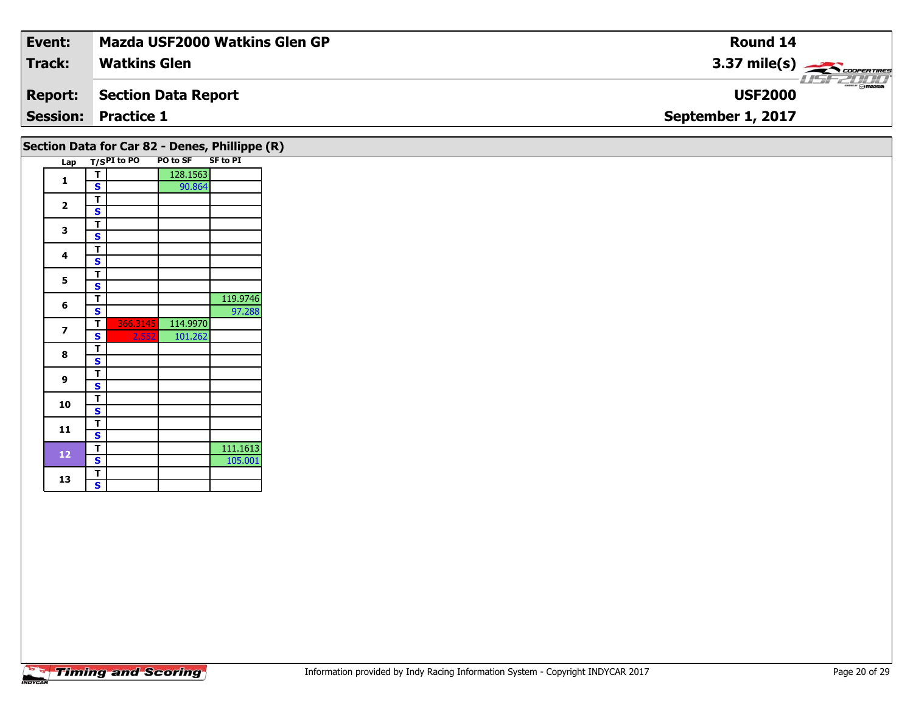| **Event:** | **Mazda USF2000 Watkins Glen GP** | **Round 14** |
|---|---|---|
| **Track:** | **Watkins Glen** | **3.37 mile(s)** |
| **Report:** | **Section Data Report** | **USF2000** |
| **Session:** | **Practice 1** | **September 1, 2017** |

## Section Data for Car 82 - Denes, Phillippe (R)

| Lap | T/S | PI to PO | PO to SF | SF to PI |
|---|---|---|---|---|
| 1 | T | | 128.1563 | |
| | S | | 90.864 | |
| 2 | T | | | |
| | S | | | |
| 3 | T | | | |
| | S | | | |
| 4 | T | | | |
| | S | | | |
| 5 | T | | | |
| | S | | | |
| 6 | T | | | 119.9746 |
| | S | | | 97.288 |
| 7 | T | 366.3145 | 114.9970 | |
| | S | 2.552 | 101.262 | |
| 8 | T | | | |
| | S | | | |
| 9 | T | | | |
| | S | | | |
| 10 | T | | | |
| | S | | | |
| 11 | T | | | |
| | S | | | |
| 12 | T | | | 111.1613 |
| | S | | | 105.001 |
| 13 | T | | | |
| | S | | | |

Information provided by Indy Racing Information System - Copyright INDYCAR 2017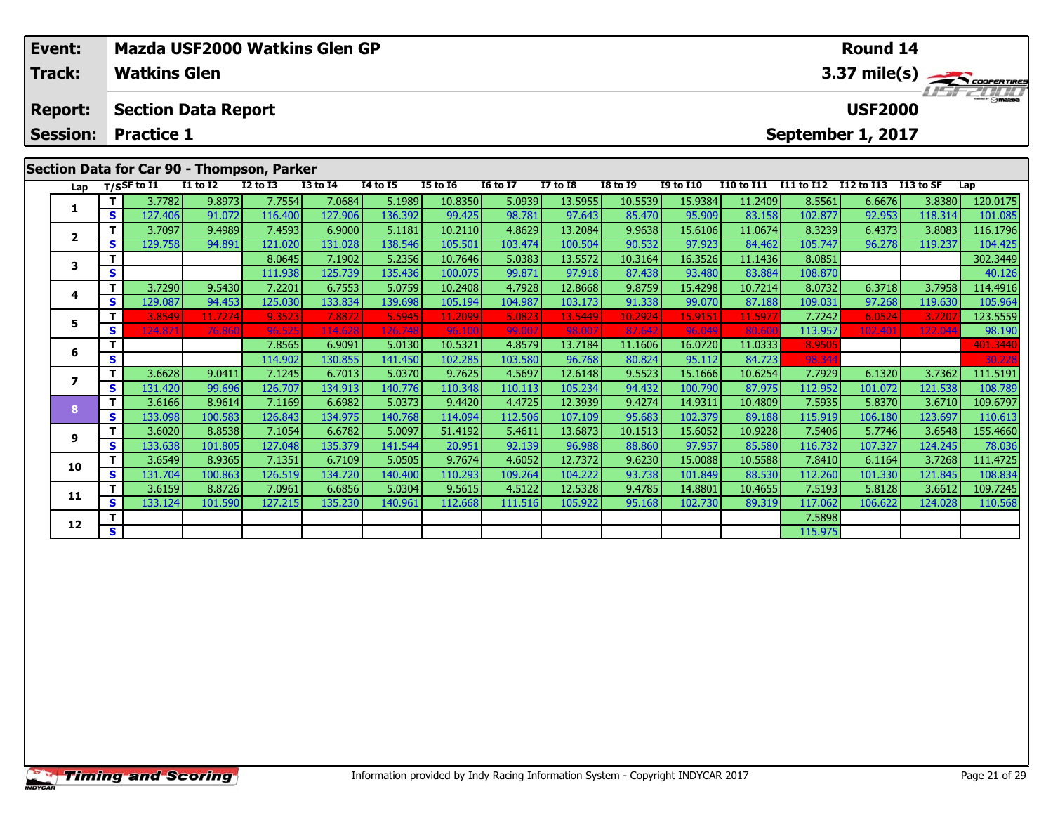| Event: | Mazda USF2000 Watkins Glen GP | Round 14 |
|---|---|---|
| Track: | Watkins Glen | 3.37 mile(s) |
| Report: | Section Data Report | USF2000 |
| Session: | Practice 1 | September 1, 2017 |

## Section Data for Car 90 - Thompson, Parker

| Lap | T/S | SF to I1 | I1 to I2 | I2 to I3 | I3 to I4 | I4 to I5 | I5 to I6 | I6 to I7 | I7 to I8 | I8 to I9 | I9 to I10 | I10 to I11 | I11 to I12 | I12 to I13 | I13 to SF | Lap |
|---|---|---|---|---|---|---|---|---|---|---|---|---|---|---|---|---|
| 1 | T | 3.7782 | 9.8973 | 7.7554 | 7.0684 | 5.1989 | 10.8350 | 5.0939 | 13.5955 | 10.5539 | 15.9384 | 11.2409 | 8.5561 | 6.6676 | 3.8380 | 120.0175 |
| | S | 127.406 | 91.072 | 116.400 | 127.906 | 136.392 | 99.425 | 98.781 | 97.643 | 85.470 | 95.909 | 83.158 | 102.877 | 92.953 | 118.314 | 101.085 |
| 2 | T | 3.7097 | 9.4989 | 7.4593 | 6.9000 | 5.1181 | 10.2110 | 4.8629 | 13.2084 | 9.9638 | 15.6106 | 11.0674 | 8.3239 | 6.4373 | 3.8083 | 116.1796 |
| | S | 129.758 | 94.891 | 121.020 | 131.028 | 138.546 | 105.501 | 103.474 | 100.504 | 90.532 | 97.923 | 84.462 | 105.747 | 96.278 | 119.237 | 104.425 |
| 3 | T | | | 8.0645 | 7.1902 | 5.2356 | 10.7646 | 5.0383 | 13.5572 | 10.3164 | 16.3526 | 11.1436 | 8.0851 | | | 302.3449 |
| | S | | | 111.938 | 125.739 | 135.436 | 100.075 | 99.871 | 97.918 | 87.438 | 93.480 | 83.884 | 108.870 | | | 40.126 |
| 4 | T | 3.7290 | 9.5430 | 7.2201 | 6.7553 | 5.0759 | 10.2408 | 4.7928 | 12.8668 | 9.8759 | 15.4298 | 10.7214 | 8.0732 | 6.3718 | 3.7958 | 114.4916 |
| | S | 129.087 | 94.453 | 125.030 | 133.834 | 139.698 | 105.194 | 104.987 | 103.173 | 91.338 | 99.070 | 87.188 | 109.031 | 97.268 | 119.630 | 105.964 |
| 5 | T | 3.8549 | 11.7274 | 9.3523 | 7.8872 | 5.5945 | 11.2099 | 5.0823 | 13.5449 | 10.2924 | 15.9151 | 11.5977 | 7.7242 | 6.0524 | 3.7207 | 123.5559 |
| | S | 124.871 | 76.860 | 96.525 | 114.628 | 126.748 | 96.100 | 99.007 | 98.007 | 87.642 | 96.049 | 80.600 | 113.957 | 102.401 | 122.044 | 98.190 |
| 6 | T | | | 7.8565 | 6.9091 | 5.0130 | 10.5321 | 4.8579 | 13.7184 | 11.1606 | 16.0720 | 11.0333 | 8.9505 | | | 401.3440 |
| | S | | | 114.902 | 130.855 | 141.450 | 102.285 | 103.580 | 96.768 | 80.824 | 95.112 | 84.723 | 98.344 | | | 30.228 |
| 7 | T | 3.6628 | 9.0411 | 7.1245 | 6.7013 | 5.0370 | 9.7625 | 4.5697 | 12.6148 | 9.5523 | 15.1666 | 10.6254 | 7.7929 | 6.1320 | 3.7362 | 111.5191 |
| | S | 131.420 | 99.696 | 126.707 | 134.913 | 140.776 | 110.348 | 110.113 | 105.234 | 94.432 | 100.790 | 87.975 | 112.952 | 101.072 | 121.538 | 108.789 |
| 8 | T | 3.6166 | 8.9614 | 7.1169 | 6.6982 | 5.0373 | 9.4420 | 4.4725 | 12.3939 | 9.4274 | 14.9311 | 10.4809 | 7.5935 | 5.8370 | 3.6710 | 109.6797 |
| | S | 133.098 | 100.583 | 126.843 | 134.975 | 140.768 | 114.094 | 112.506 | 107.109 | 95.683 | 102.379 | 89.188 | 115.919 | 106.180 | 123.697 | 110.613 |
| 9 | T | 3.6020 | 8.8538 | 7.1054 | 6.6782 | 5.0097 | 51.4192 | 5.4611 | 13.6873 | 10.1513 | 15.6052 | 10.9228 | 7.5406 | 5.7746 | 3.6548 | 155.4660 |
| | S | 133.638 | 101.805 | 127.048 | 135.379 | 141.544 | 20.951 | 92.139 | 96.988 | 88.860 | 97.957 | 85.580 | 116.732 | 107.327 | 124.245 | 78.036 |
| 10 | T | 3.6549 | 8.9365 | 7.1351 | 6.7109 | 5.0505 | 9.7674 | 4.6052 | 12.7372 | 9.6230 | 15.0088 | 10.5588 | 7.8410 | 6.1164 | 3.7268 | 111.4725 |
| | S | 131.704 | 100.863 | 126.519 | 134.720 | 140.400 | 110.293 | 109.264 | 104.222 | 93.738 | 101.849 | 88.530 | 112.260 | 101.330 | 121.845 | 108.834 |
| 11 | T | 3.6159 | 8.8726 | 7.0961 | 6.6856 | 5.0304 | 9.5615 | 4.5122 | 12.5328 | 9.4785 | 14.8801 | 10.4655 | 7.5193 | 5.8128 | 3.6612 | 109.7245 |
| | S | 133.124 | 101.590 | 127.215 | 135.230 | 140.961 | 112.668 | 111.516 | 105.922 | 95.168 | 102.730 | 89.319 | 117.062 | 106.622 | 124.028 | 110.568 |
| 12 | T | | | | | | | | | | | | 7.5898 | | | |
| | S | | | | | | | | | | | | 115.975 | | | |

Information provided by Indy Racing Information System - Copyright INDYCAR 2017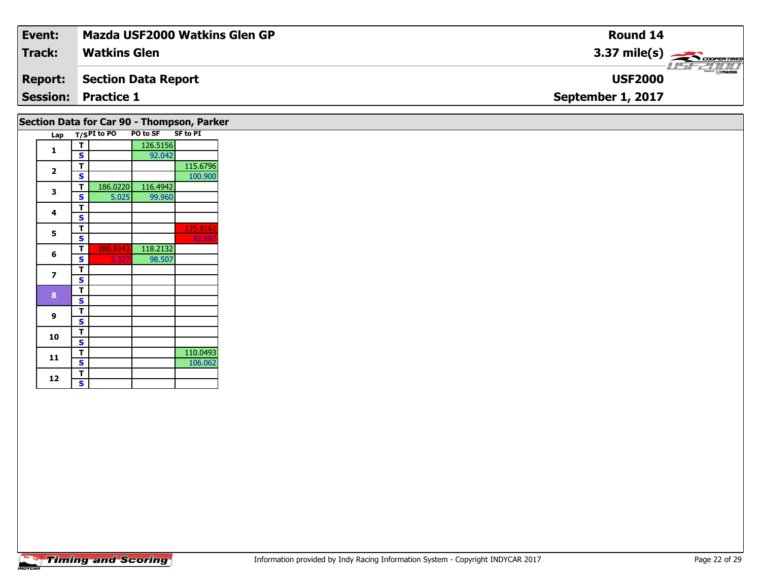| Event: | Mazda USF2000 Watkins Glen GP | Round 14 |
|---|---|---|
| Track: | Watkins Glen | 3.37 mile(s) |
| Report: | Section Data Report | USF2000 |
| Session: | Practice 1 | September 1, 2017 |

## Section Data for Car 90 - Thompson, Parker

| Lap | T/S | PI to PO | PO to SF | SF to PI |
|---|---|---|---|---|
| 1 | T | | 126.5156 | |
| | S | | 92.042 | |
| 2 | T | | | 115.6796 |
| | S | | | 100.900 |
| 3 | T | 186.0220 | 116.4942 | |
| | S | 5.025 | 99.960 | |
| 4 | T | | | |
| | S | | | |
| 5 | T | | | 125.9162 |
| | S | | | 92.697 |
| 6 | T | 280.9343 | 118.2132 | |
| | S | 3.327 | 98.507 | |
| 7 | T | | | |
| | S | | | |
| 8 | T | | | |
| | S | | | |
| 9 | T | | | |
| | S | | | |
| 10 | T | | | |
| | S | | | |
| 11 | T | | | 110.0493 |
| | S | | | 106.062 |
| 12 | T | | | |
| | S | | | |

Information provided by Indy Racing Information System - Copyright INDYCAR 2017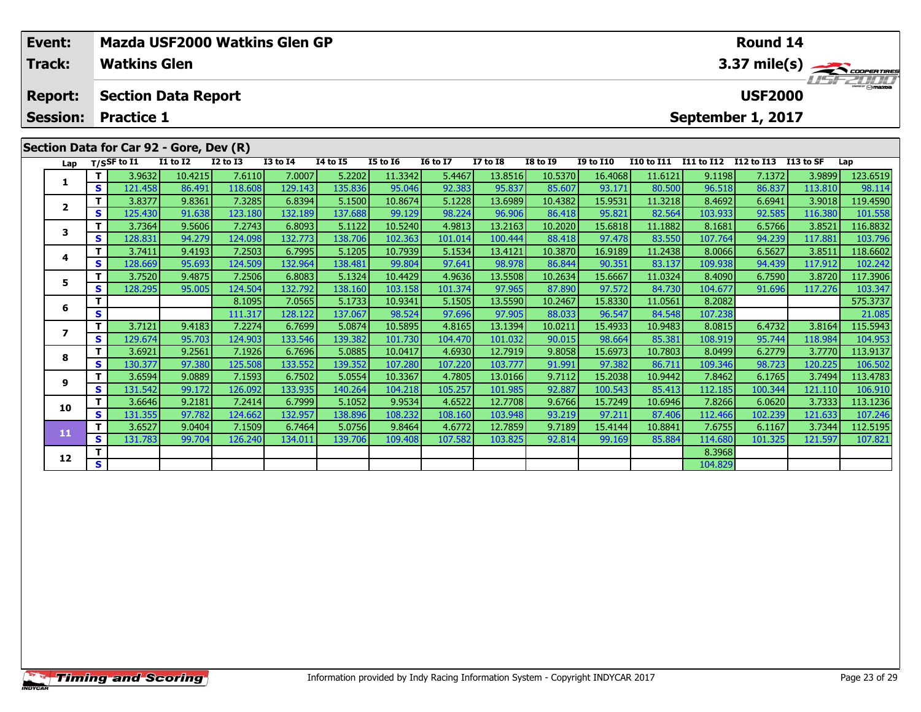| Event: | Mazda USF2000 Watkins Glen GP | Round 14 |
|---|---|---|
| Track: | Watkins Glen | 3.37 mile(s) |
| Report: | Section Data Report | USF2000 |
| Session: | Practice 1 | September 1, 2017 |

## Section Data for Car 92 - Gore, Dev (R)

| Lap | T/S | SF to I1 | I1 to I2 | I2 to I3 | I3 to I4 | I4 to I5 | I5 to I6 | I6 to I7 | I7 to I8 | I8 to I9 | I9 to I10 | I10 to I11 | I11 to I12 | I12 to I13 | I13 to SF | Lap |
|---|---|---|---|---|---|---|---|---|---|---|---|---|---|---|---|---|
| 1 | T | 3.9632 | 10.4215 | 7.6110 | 7.0007 | 5.2202 | 11.3342 | 5.4467 | 13.8516 | 10.5370 | 16.4068 | 11.6121 | 9.1198 | 7.1372 | 3.9899 | 123.6519 |
| | S | 121.458 | 86.491 | 118.608 | 129.143 | 135.836 | 95.046 | 92.383 | 95.837 | 85.607 | 93.171 | 80.500 | 96.518 | 86.837 | 113.810 | 98.114 |
| 2 | T | 3.8377 | 9.8361 | 7.3285 | 6.8394 | 5.1500 | 10.8674 | 5.1228 | 13.6989 | 10.4382 | 15.9531 | 11.3218 | 8.4692 | 6.6941 | 3.9018 | 119.4590 |
| | S | 125.430 | 91.638 | 123.180 | 132.189 | 137.688 | 99.129 | 98.224 | 96.906 | 86.418 | 95.821 | 82.564 | 103.933 | 92.585 | 116.380 | 101.558 |
| 3 | T | 3.7364 | 9.5606 | 7.2743 | 6.8093 | 5.1122 | 10.5240 | 4.9813 | 13.2163 | 10.2020 | 15.6818 | 11.1882 | 8.1681 | 6.5766 | 3.8521 | 116.8832 |
| | S | 128.831 | 94.279 | 124.098 | 132.773 | 138.706 | 102.363 | 101.014 | 100.444 | 88.418 | 97.478 | 83.550 | 107.764 | 94.239 | 117.881 | 103.796 |
| 4 | T | 3.7411 | 9.4193 | 7.2503 | 6.7995 | 5.1205 | 10.7939 | 5.1534 | 13.4121 | 10.3870 | 16.9189 | 11.2438 | 8.0066 | 6.5627 | 3.8511 | 118.6602 |
| | S | 128.669 | 95.693 | 124.509 | 132.964 | 138.481 | 99.804 | 97.641 | 98.978 | 86.844 | 90.351 | 83.137 | 109.938 | 94.439 | 117.912 | 102.242 |
| 5 | T | 3.7520 | 9.4875 | 7.2506 | 6.8083 | 5.1324 | 10.4429 | 4.9636 | 13.5508 | 10.2634 | 15.6667 | 11.0324 | 8.4090 | 6.7590 | 3.8720 | 117.3906 |
| | S | 128.295 | 95.005 | 124.504 | 132.792 | 138.160 | 103.158 | 101.374 | 97.965 | 87.890 | 97.572 | 84.730 | 104.677 | 91.696 | 117.276 | 103.347 |
| 6 | T | | | 8.1095 | 7.0565 | 5.1733 | 10.9341 | 5.1505 | 13.5590 | 10.2467 | 15.8330 | 11.0561 | 8.2082 | | | 575.3737 |
| | S | | | 111.317 | 128.122 | 137.067 | 98.524 | 97.696 | 97.905 | 88.033 | 96.547 | 84.548 | 107.238 | | | 21.085 |
| 7 | T | 3.7121 | 9.4183 | 7.2274 | 6.7699 | 5.0874 | 10.5895 | 4.8165 | 13.1394 | 10.0211 | 15.4933 | 10.9483 | 8.0815 | 6.4732 | 3.8164 | 115.5943 |
| | S | 129.674 | 95.703 | 124.903 | 133.546 | 139.382 | 101.730 | 104.470 | 101.032 | 90.015 | 98.664 | 85.381 | 108.919 | 95.744 | 118.984 | 104.953 |
| 8 | T | 3.6921 | 9.2561 | 7.1926 | 6.7696 | 5.0885 | 10.0417 | 4.6930 | 12.7919 | 9.8058 | 15.6973 | 10.7803 | 8.0499 | 6.2779 | 3.7770 | 113.9137 |
| | S | 130.377 | 97.380 | 125.508 | 133.552 | 139.352 | 107.280 | 107.220 | 103.777 | 91.991 | 97.382 | 86.711 | 109.346 | 98.723 | 120.225 | 106.502 |
| 9 | T | 3.6594 | 9.0889 | 7.1593 | 6.7502 | 5.0554 | 10.3367 | 4.7805 | 13.0166 | 9.7112 | 15.2038 | 10.9442 | 7.8462 | 6.1765 | 3.7494 | 113.4783 |
| | S | 131.542 | 99.172 | 126.092 | 133.935 | 140.264 | 104.218 | 105.257 | 101.985 | 92.887 | 100.543 | 85.413 | 112.185 | 100.344 | 121.110 | 106.910 |
| 10 | T | 3.6646 | 9.2181 | 7.2414 | 6.7999 | 5.1052 | 9.9534 | 4.6522 | 12.7708 | 9.6766 | 15.7249 | 10.6946 | 7.8266 | 6.0620 | 3.7333 | 113.1236 |
| | S | 131.355 | 97.782 | 124.662 | 132.957 | 138.896 | 108.232 | 108.160 | 103.948 | 93.219 | 97.211 | 87.406 | 112.466 | 102.239 | 121.633 | 107.246 |
| 11 | T | 3.6527 | 9.0404 | 7.1509 | 6.7464 | 5.0756 | 9.8464 | 4.6772 | 12.7859 | 9.7189 | 15.4144 | 10.8841 | 7.6755 | 6.1167 | 3.7344 | 112.5195 |
| | S | 131.783 | 99.704 | 126.240 | 134.011 | 139.706 | 109.408 | 107.582 | 103.825 | 92.814 | 99.169 | 85.884 | 114.680 | 101.325 | 121.597 | 107.821 |
| 12 | T | | | | | | | | | | | | 8.3968 | | | |
| | S | | | | | | | | | | | | 104.829 | | | |

Information provided by Indy Racing Information System - Copyright INDYCAR 2017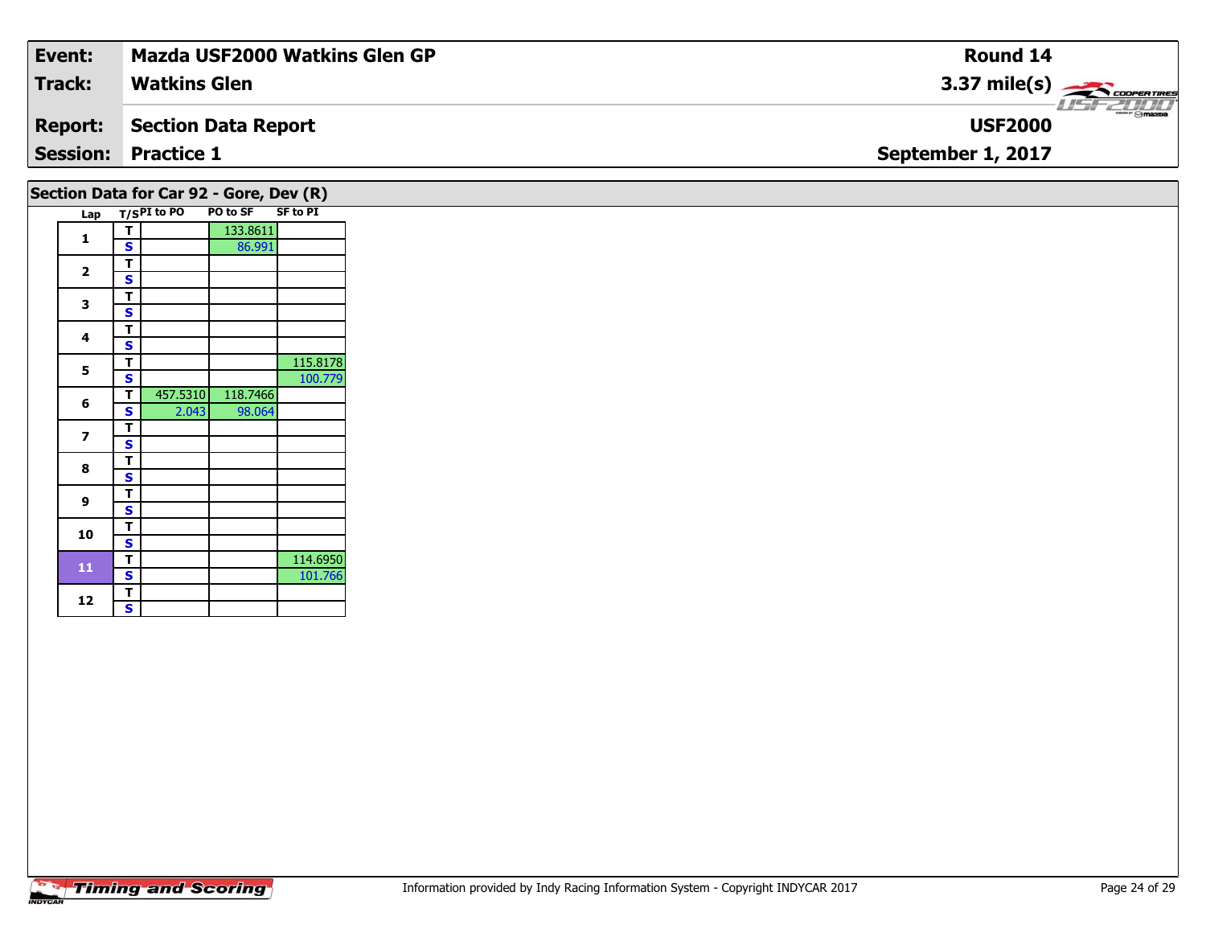| Event: | Mazda USF2000 Watkins Glen GP | Round 14 |
|---|---|---|
| Track: | Watkins Glen | 3.37 mile(s) |
| Report: | Section Data Report | USF2000 |
| Session: | Practice 1 | September 1, 2017 |

## Section Data for Car 92 - Gore, Dev (R)

| Lap | T/S | PI to PO | PO to SF | SF to PI |
|---|---|---|---|---|
| 1 | T | | 133.8611 | |
| | S | | 86.991 | |
| 2 | T | | | |
| | S | | | |
| 3 | T | | | |
| | S | | | |
| 4 | T | | | |
| | S | | | |
| 5 | T | | | 115.8178 |
| | S | | | 100.779 |
| 6 | T | 457.5310 | 118.7466 | |
| | S | 2.043 | 98.064 | |
| 7 | T | | | |
| | S | | | |
| 8 | T | | | |
| | S | | | |
| 9 | T | | | |
| | S | | | |
| 10 | T | | | |
| | S | | | |
| 11 | T | | | 114.6950 |
| | S | | | 101.766 |
| 12 | T | | | |
| | S | | | |

Information provided by Indy Racing Information System - Copyright INDYCAR 2017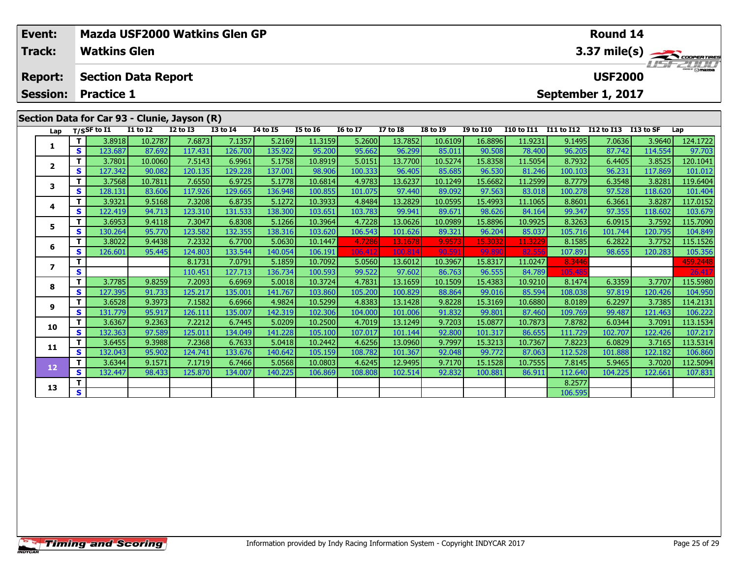| Event: | Mazda USF2000 Watkins Glen GP | Round 14 |
|---|---|---|
| Track: | Watkins Glen | 3.37 mile(s) |
| Report: | Section Data Report | USF2000 |
| Session: | Practice 1 | September 1, 2017 |

## Section Data for Car 93 - Clunie, Jayson (R)

| Lap | T/S | SF to I1 | I1 to I2 | I2 to I3 | I3 to I4 | I4 to I5 | I5 to I6 | I6 to I7 | I7 to I8 | I8 to I9 | I9 to I10 | I10 to I11 | I11 to I12 | I12 to I13 | I13 to SF | Lap |
|---|---|---|---|---|---|---|---|---|---|---|---|---|---|---|---|---|
| 1 | T | 3.8918 | 10.2787 | 7.6873 | 7.1357 | 5.2169 | 11.3159 | 5.2600 | 13.7852 | 10.6109 | 16.8896 | 11.9231 | 9.1495 | 7.0636 | 3.9640 | 124.1722 |
| | S | 123.687 | 87.692 | 117.431 | 126.700 | 135.922 | 95.200 | 95.662 | 96.299 | 85.011 | 90.508 | 78.400 | 96.205 | 87.742 | 114.554 | 97.703 |
| 2 | T | 3.7801 | 10.0060 | 7.5143 | 6.9961 | 5.1758 | 10.8919 | 5.0151 | 13.7700 | 10.5274 | 15.8358 | 11.5054 | 8.7932 | 6.4405 | 3.8525 | 120.1041 |
| | S | 127.342 | 90.082 | 120.135 | 129.228 | 137.001 | 98.906 | 100.333 | 96.405 | 85.685 | 96.530 | 81.246 | 100.103 | 96.231 | 117.869 | 101.012 |
| 3 | T | 3.7568 | 10.7811 | 7.6550 | 6.9725 | 5.1778 | 10.6814 | 4.9783 | 13.6237 | 10.1249 | 15.6682 | 11.2599 | 8.7779 | 6.3548 | 3.8281 | 119.6404 |
| | S | 128.131 | 83.606 | 117.926 | 129.665 | 136.948 | 100.855 | 101.075 | 97.440 | 89.092 | 97.563 | 83.018 | 100.278 | 97.528 | 118.620 | 101.404 |
| 4 | T | 3.9321 | 9.5168 | 7.3208 | 6.8735 | 5.1272 | 10.3933 | 4.8484 | 13.2829 | 10.0595 | 15.4993 | 11.1065 | 8.8601 | 6.3661 | 3.8287 | 117.0152 |
| | S | 122.419 | 94.713 | 123.310 | 131.533 | 138.300 | 103.651 | 103.783 | 99.941 | 89.671 | 98.626 | 84.164 | 99.347 | 97.355 | 118.602 | 103.679 |
| 5 | T | 3.6953 | 9.4118 | 7.3047 | 6.8308 | 5.1266 | 10.3964 | 4.7228 | 13.0626 | 10.0989 | 15.8896 | 10.9925 | 8.3263 | 6.0915 | 3.7592 | 115.7090 |
| | S | 130.264 | 95.770 | 123.582 | 132.355 | 138.316 | 103.620 | 106.543 | 101.626 | 89.321 | 96.204 | 85.037 | 105.716 | 101.744 | 120.795 | 104.849 |
| 6 | T | 3.8022 | 9.4438 | 7.2332 | 6.7700 | 5.0630 | 10.1447 | 4.7286 | 13.1678 | 9.9573 | 15.3032 | 11.3229 | 8.1585 | 6.2822 | 3.7752 | 115.1526 |
| | S | 126.601 | 95.445 | 124.803 | 133.544 | 140.054 | 106.191 | 106.412 | 100.814 | 90.591 | 99.890 | 82.556 | 107.891 | 98.655 | 120.283 | 105.356 |
| 7 | T | | | 8.1731 | 7.0791 | 5.1859 | 10.7092 | 5.0560 | 13.6012 | 10.3967 | 15.8317 | 11.0247 | 8.3446 | | | 459.2448 |
| | S | | | 110.451 | 127.713 | 136.734 | 100.593 | 99.522 | 97.602 | 86.763 | 96.555 | 84.789 | 105.485 | | | 26.417 |
| 8 | T | 3.7785 | 9.8259 | 7.2093 | 6.6969 | 5.0018 | 10.3724 | 4.7831 | 13.1659 | 10.1509 | 15.4383 | 10.9210 | 8.1474 | 6.3359 | 3.7707 | 115.5980 |
| | S | 127.395 | 91.733 | 125.217 | 135.001 | 141.767 | 103.860 | 105.200 | 100.829 | 88.864 | 99.016 | 85.594 | 108.038 | 97.819 | 120.426 | 104.950 |
| 9 | T | 3.6528 | 9.3973 | 7.1582 | 6.6966 | 4.9824 | 10.5299 | 4.8383 | 13.1428 | 9.8228 | 15.3169 | 10.6880 | 8.0189 | 6.2297 | 3.7385 | 114.2131 |
| | S | 131.779 | 95.917 | 126.111 | 135.007 | 142.319 | 102.306 | 104.000 | 101.006 | 91.832 | 99.801 | 87.460 | 109.769 | 99.487 | 121.463 | 106.222 |
| 10 | T | 3.6367 | 9.2363 | 7.2212 | 6.7445 | 5.0209 | 10.2500 | 4.7019 | 13.1249 | 9.7203 | 15.0877 | 10.7873 | 7.8782 | 6.0344 | 3.7091 | 113.1534 |
| | S | 132.363 | 97.589 | 125.011 | 134.049 | 141.228 | 105.100 | 107.017 | 101.144 | 92.800 | 101.317 | 86.655 | 111.729 | 102.707 | 122.426 | 107.217 |
| 11 | T | 3.6455 | 9.3988 | 7.2368 | 6.7633 | 5.0418 | 10.2442 | 4.6256 | 13.0960 | 9.7997 | 15.3213 | 10.7367 | 7.8223 | 6.0829 | 3.7165 | 113.5314 |
| | S | 132.043 | 95.902 | 124.741 | 133.676 | 140.642 | 105.159 | 108.782 | 101.367 | 92.048 | 99.772 | 87.063 | 112.528 | 101.888 | 122.182 | 106.860 |
| 12 | T | 3.6344 | 9.1571 | 7.1719 | 6.7466 | 5.0568 | 10.0803 | 4.6245 | 12.9495 | 9.7170 | 15.1528 | 10.7555 | 7.8145 | 5.9465 | 3.7020 | 112.5094 |
| | S | 132.447 | 98.433 | 125.870 | 134.007 | 140.225 | 106.869 | 108.808 | 102.514 | 92.832 | 100.881 | 86.911 | 112.640 | 104.225 | 122.661 | 107.831 |
| 13 | T | | | | | | | | | | | | 8.2577 | | | |
| | S | | | | | | | | | | | | 106.595 | | | |

Information provided by Indy Racing Information System - Copyright INDYCAR 2017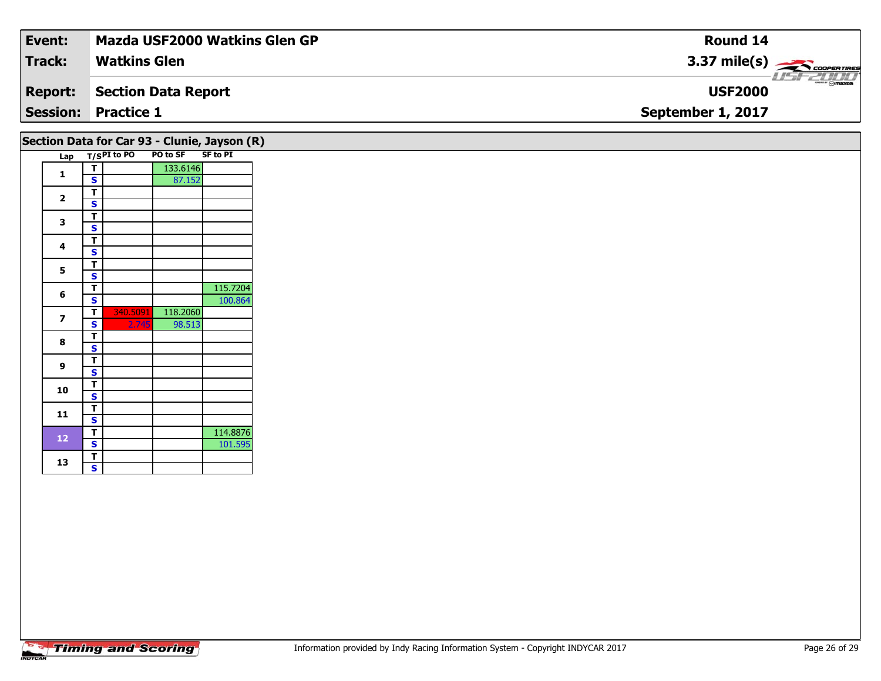| **Event:** | **Mazda USF2000 Watkins Glen GP** | **Round 14** |
|---|---|---|
| **Track:** | **Watkins Glen** | **3.37 mile(s)** |
| **Report:** | **Section Data Report** | **USF2000** |
| **Session:** | **Practice 1** | **September 1, 2017** |

## Section Data for Car 93 - Clunie, Jayson (R)

| Lap | T/S | PI to PO | PO to SF | SF to PI |
|---|---|---|---|---|
| 1 | T | | 133.6146 | |
| | S | | 87.152 | |
| 2 | T | | | |
| | S | | | |
| 3 | T | | | |
| | S | | | |
| 4 | T | | | |
| | S | | | |
| 5 | T | | | |
| | S | | | |
| 6 | T | | | 115.7204 |
| | S | | | 100.864 |
| 7 | T | 340.5091 | 118.2060 | |
| | S | 2.745 | 98.513 | |
| 8 | T | | | |
| | S | | | |
| 9 | T | | | |
| | S | | | |
| 10 | T | | | |
| | S | | | |
| 11 | T | | | |
| | S | | | |
| 12 | T | | | 114.8876 |
| | S | | | 101.595 |
| 13 | T | | | |
| | S | | | |

Information provided by Indy Racing Information System - Copyright INDYCAR 2017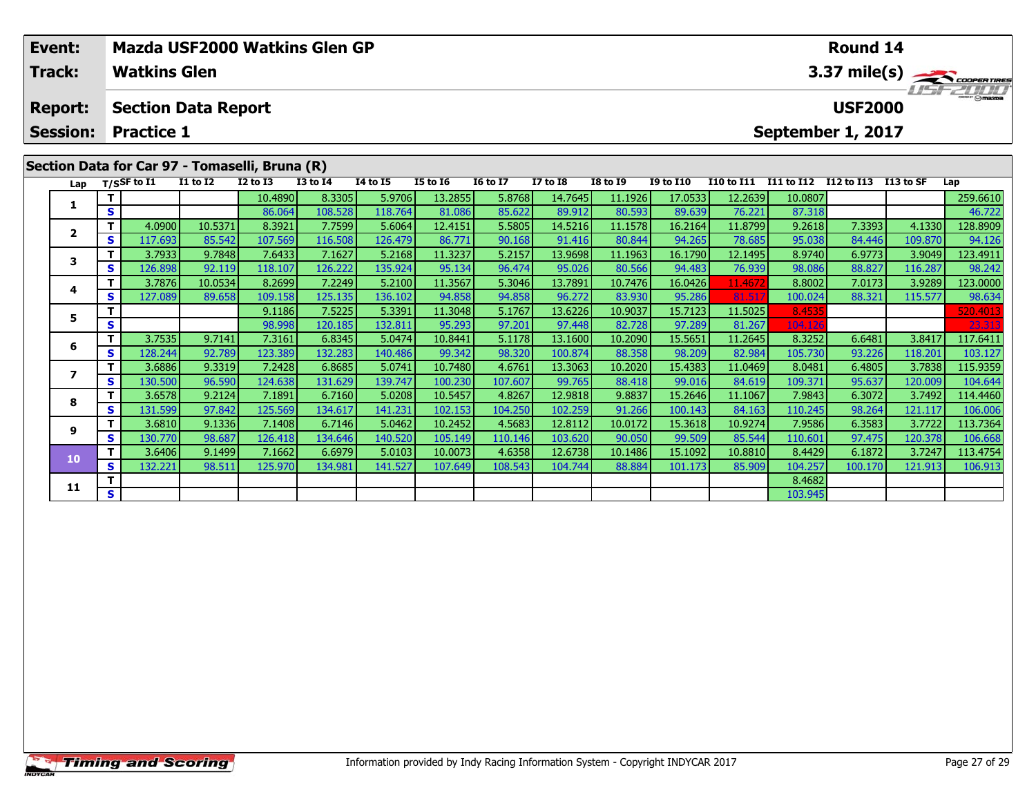| Event: | Mazda USF2000 Watkins Glen GP | Round 14 |
|---|---|---|
| Track: | Watkins Glen | 3.37 mile(s) |
| Report: | Section Data Report | USF2000 |
| Session: | Practice 1 | September 1, 2017 |

## Section Data for Car 97 - Tomaselli, Bruna (R)

| Lap | T/S | SF to I1 | I1 to I2 | I2 to I3 | I3 to I4 | I4 to I5 | I5 to I6 | I6 to I7 | I7 to I8 | I8 to I9 | I9 to I10 | I10 to I11 | I11 to I12 | I12 to I13 | I13 to SF | Lap |
|---|---|---|---|---|---|---|---|---|---|---|---|---|---|---|---|---|
| 1 | T | | | 10.4890 | 8.3305 | 5.9706 | 13.2855 | 5.8768 | 14.7645 | 11.1926 | 17.0533 | 12.2639 | 10.0807 | | | 259.6610 |
| | S | | | 86.064 | 108.528 | 118.764 | 81.086 | 85.622 | 89.912 | 80.593 | 89.639 | 76.221 | 87.318 | | | 46.722 |
| 2 | T | 4.0900 | 10.5371 | 8.3921 | 7.7599 | 5.6064 | 12.4151 | 5.5805 | 14.5216 | 11.1578 | 16.2164 | 11.8799 | 9.2618 | 7.3393 | 4.1330 | 128.8909 |
| | S | 117.693 | 85.542 | 107.569 | 116.508 | 126.479 | 86.771 | 90.168 | 91.416 | 80.844 | 94.265 | 78.685 | 95.038 | 84.446 | 109.870 | 94.126 |
| 3 | T | 3.7933 | 9.7848 | 7.6433 | 7.1627 | 5.2168 | 11.3237 | 5.2157 | 13.9698 | 11.1963 | 16.1790 | 12.1495 | 8.9740 | 6.9773 | 3.9049 | 123.4911 |
| | S | 126.898 | 92.119 | 118.107 | 126.222 | 135.924 | 95.134 | 96.474 | 95.026 | 80.566 | 94.483 | 76.939 | 98.086 | 88.827 | 116.287 | 98.242 |
| 4 | T | 3.7876 | 10.0534 | 8.2699 | 7.2249 | 5.2100 | 11.3567 | 5.3046 | 13.7891 | 10.7476 | 16.0426 | 11.4672 | 8.8002 | 7.0173 | 3.9289 | 123.0000 |
| | S | 127.089 | 89.658 | 109.158 | 125.135 | 136.102 | 94.858 | 94.858 | 96.272 | 83.930 | 95.286 | 81.517 | 100.024 | 88.321 | 115.577 | 98.634 |
| 5 | T | | | 9.1186 | 7.5225 | 5.3391 | 11.3048 | 5.1767 | 13.6226 | 10.9037 | 15.7123 | 11.5025 | 8.4535 | | | 520.4013 |
| | S | | | 98.998 | 120.185 | 132.811 | 95.293 | 97.201 | 97.448 | 82.728 | 97.289 | 81.267 | 104.126 | | | 23.313 |
| 6 | T | 3.7535 | 9.7141 | 7.3161 | 6.8345 | 5.0474 | 10.8441 | 5.1178 | 13.1600 | 10.2090 | 15.5651 | 11.2645 | 8.3252 | 6.6481 | 3.8417 | 117.6411 |
| | S | 128.244 | 92.789 | 123.389 | 132.283 | 140.486 | 99.342 | 98.320 | 100.874 | 88.358 | 98.209 | 82.984 | 105.730 | 93.226 | 118.201 | 103.127 |
| 7 | T | 3.6886 | 9.3319 | 7.2428 | 6.8685 | 5.0741 | 10.7480 | 4.6761 | 13.3063 | 10.2020 | 15.4383 | 11.0469 | 8.0481 | 6.4805 | 3.7838 | 115.9359 |
| | S | 130.500 | 96.590 | 124.638 | 131.629 | 139.747 | 100.230 | 107.607 | 99.765 | 88.418 | 99.016 | 84.619 | 109.371 | 95.637 | 120.009 | 104.644 |
| 8 | T | 3.6578 | 9.2124 | 7.1891 | 6.7160 | 5.0208 | 10.5457 | 4.8267 | 12.9818 | 9.8837 | 15.2646 | 11.1067 | 7.9843 | 6.3072 | 3.7492 | 114.4460 |
| | S | 131.599 | 97.842 | 125.569 | 134.617 | 141.231 | 102.153 | 104.250 | 102.259 | 91.266 | 100.143 | 84.163 | 110.245 | 98.264 | 121.117 | 106.006 |
| 9 | T | 3.6810 | 9.1336 | 7.1408 | 6.7146 | 5.0462 | 10.2452 | 4.5683 | 12.8112 | 10.0172 | 15.3618 | 10.9274 | 7.9586 | 6.3583 | 3.7722 | 113.7364 |
| | S | 130.770 | 98.687 | 126.418 | 134.646 | 140.520 | 105.149 | 110.146 | 103.620 | 90.050 | 99.509 | 85.544 | 110.601 | 97.475 | 120.378 | 106.668 |
| 10 | T | 3.6406 | 9.1499 | 7.1662 | 6.6979 | 5.0103 | 10.0073 | 4.6358 | 12.6738 | 10.1486 | 15.1092 | 10.8810 | 8.4429 | 6.1872 | 3.7247 | 113.4754 |
| | S | 132.221 | 98.511 | 125.970 | 134.981 | 141.527 | 107.649 | 108.543 | 104.744 | 88.884 | 101.173 | 85.909 | 104.257 | 100.170 | 121.913 | 106.913 |
| 11 | T | | | | | | | | | | | | 8.4682 | | | |
| | S | | | | | | | | | | | | 103.945 | | | |

Information provided by Indy Racing Information System - Copyright INDYCAR 2017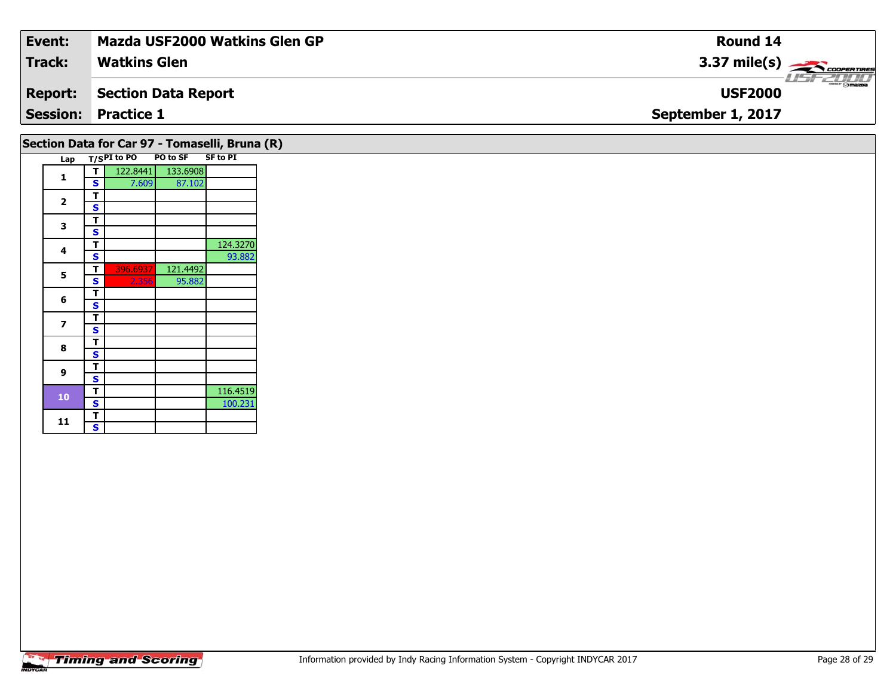| Event: | Mazda USF2000 Watkins Glen GP | Round 14 |
|---|---|---|
| Track: | Watkins Glen | 3.37 mile(s) |
| Report: | Section Data Report | USF2000 |
| Session: | Practice 1 | September 1, 2017 |

## Section Data for Car 97 - Tomaselli, Bruna (R)

| Lap | T/S | PI to PO | PO to SF | SF to PI |
|---|---|---|---|---|
| 1 | T | 122.8441 | 133.6908 | |
| | S | 7.609 | 87.102 | |
| 2 | T | | | |
| | S | | | |
| 3 | T | | | |
| | S | | | |
| 4 | T | | | 124.3270 |
| | S | | | 93.882 |
| 5 | T | 396.6937 | 121.4492 | |
| | S | 2.356 | 95.882 | |
| 6 | T | | | |
| | S | | | |
| 7 | T | | | |
| | S | | | |
| 8 | T | | | |
| | S | | | |
| 9 | T | | | |
| | S | | | |
| 10 | T | | | 116.4519 |
| | S | | | 100.231 |
| 11 | T | | | |
| | S | | | |

Information provided by Indy Racing Information System - Copyright INDYCAR 2017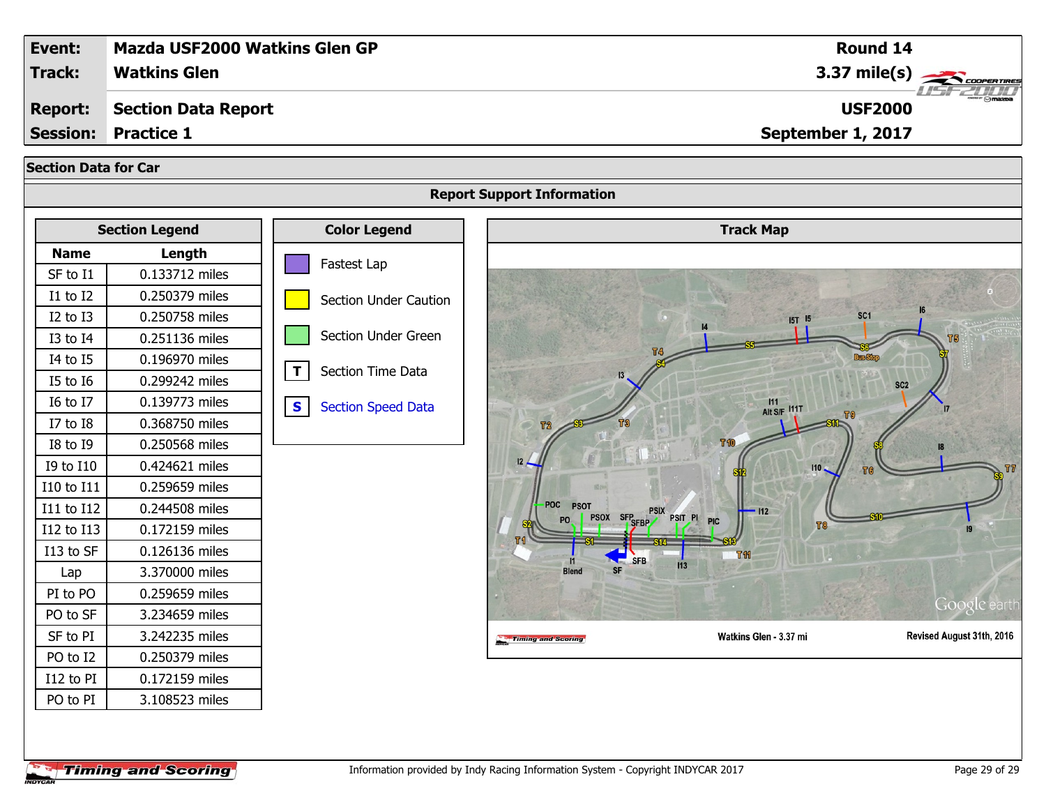| | | | |
|---|---|---|---|
| **Event:** | **Mazda USF2000 Watkins Glen GP** | **Round 14** | |
| **Track:** | **Watkins Glen** | **3.37 mile(s)** | |
| **Report:** | **Section Data Report** | **USF2000** | |
| **Session:** | **Practice 1** | **September 1, 2017** | |

## Section Data for Car

### Report Support Information

**Section Legend**

| Name | Length |
|---|---|
| SF to I1 | 0.133712 miles |
| I1 to I2 | 0.250379 miles |
| I2 to I3 | 0.250758 miles |
| I3 to I4 | 0.251136 miles |
| I4 to I5 | 0.196970 miles |
| I5 to I6 | 0.299242 miles |
| I6 to I7 | 0.139773 miles |
| I7 to I8 | 0.368750 miles |
| I8 to I9 | 0.250568 miles |
| I9 to I10 | 0.424621 miles |
| I10 to I11 | 0.259659 miles |
| I11 to I12 | 0.244508 miles |
| I12 to I13 | 0.172159 miles |
| I13 to SF | 0.126136 miles |
| Lap | 3.370000 miles |
| PI to PO | 0.259659 miles |
| PO to SF | 3.234659 miles |
| SF to PI | 3.242235 miles |
| PO to I2 | 0.250379 miles |
| I12 to PI | 0.172159 miles |
| PO to PI | 3.108523 miles |

**Color Legend**

- Fastest Lap
- Section Under Caution
- Section Under Green
- T Section Time Data
- S Section Speed Data

**Track Map**

Watkins Glen - 3.37 mi

Revised August 31th, 2016

Information provided by Indy Racing Information System - Copyright INDYCAR 2017